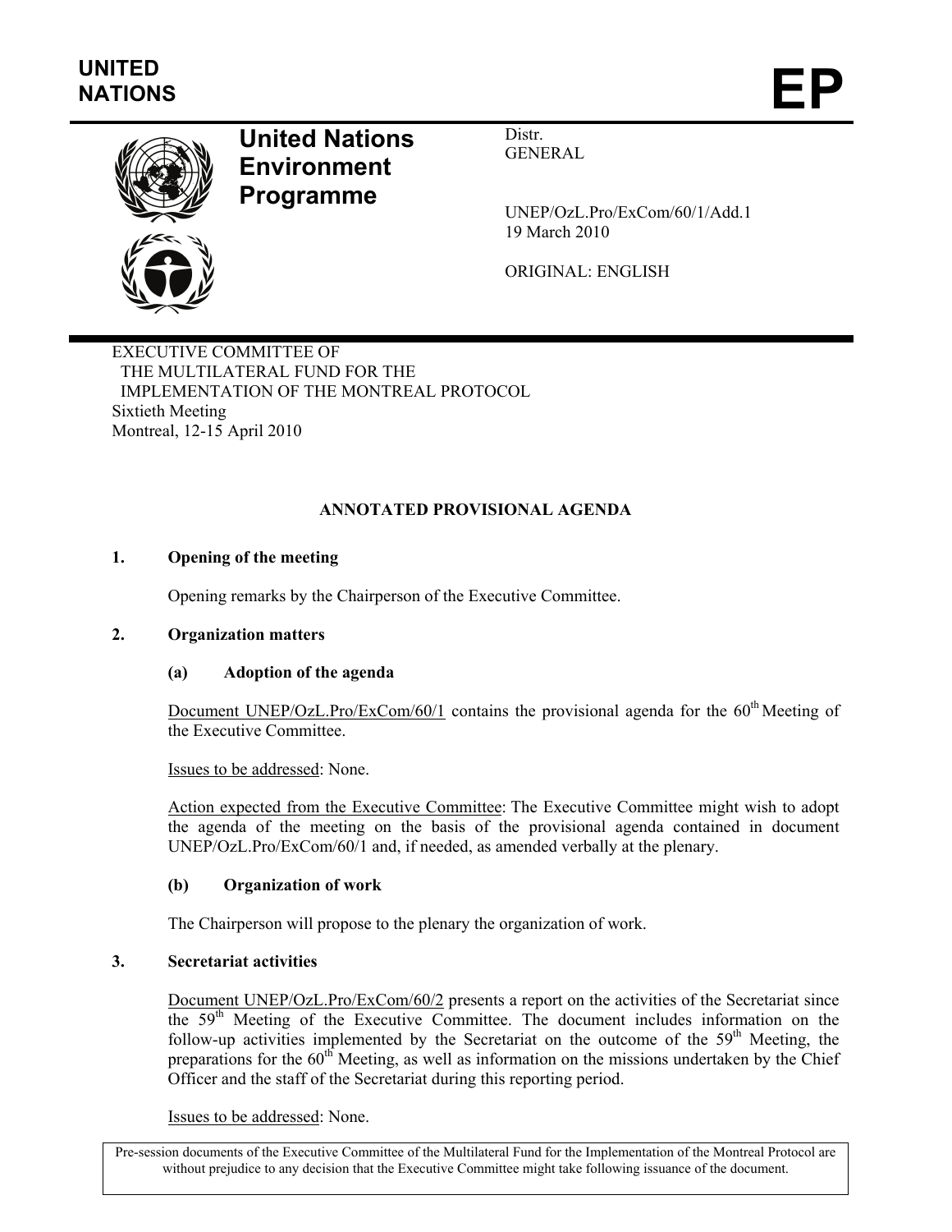UNITED NATIONS

# EP

**United Nations Environment Programme**

Distr.
GENERAL

UNEP/OzL.Pro/ExCom/60/1/Add.1
19 March 2010

ORIGINAL: ENGLISH

EXECUTIVE COMMITTEE OF
THE MULTILATERAL FUND FOR THE
IMPLEMENTATION OF THE MONTREAL PROTOCOL
Sixtieth Meeting
Montreal, 12-15 April 2010

## ANNOTATED PROVISIONAL AGENDA

### 1. Opening of the meeting

Opening remarks by the Chairperson of the Executive Committee.

### 2. Organization matters

#### (a) Adoption of the agenda

Document UNEP/OzL.Pro/ExCom/60/1 contains the provisional agenda for the 60th Meeting of the Executive Committee.

Issues to be addressed: None.

Action expected from the Executive Committee: The Executive Committee might wish to adopt the agenda of the meeting on the basis of the provisional agenda contained in document UNEP/OzL.Pro/ExCom/60/1 and, if needed, as amended verbally at the plenary.

#### (b) Organization of work

The Chairperson will propose to the plenary the organization of work.

### 3. Secretariat activities

Document UNEP/OzL.Pro/ExCom/60/2 presents a report on the activities of the Secretariat since the 59th Meeting of the Executive Committee. The document includes information on the follow-up activities implemented by the Secretariat on the outcome of the 59th Meeting, the preparations for the 60th Meeting, as well as information on the missions undertaken by the Chief Officer and the staff of the Secretariat during this reporting period.

Issues to be addressed: None.

Pre-session documents of the Executive Committee of the Multilateral Fund for the Implementation of the Montreal Protocol are without prejudice to any decision that the Executive Committee might take following issuance of the document.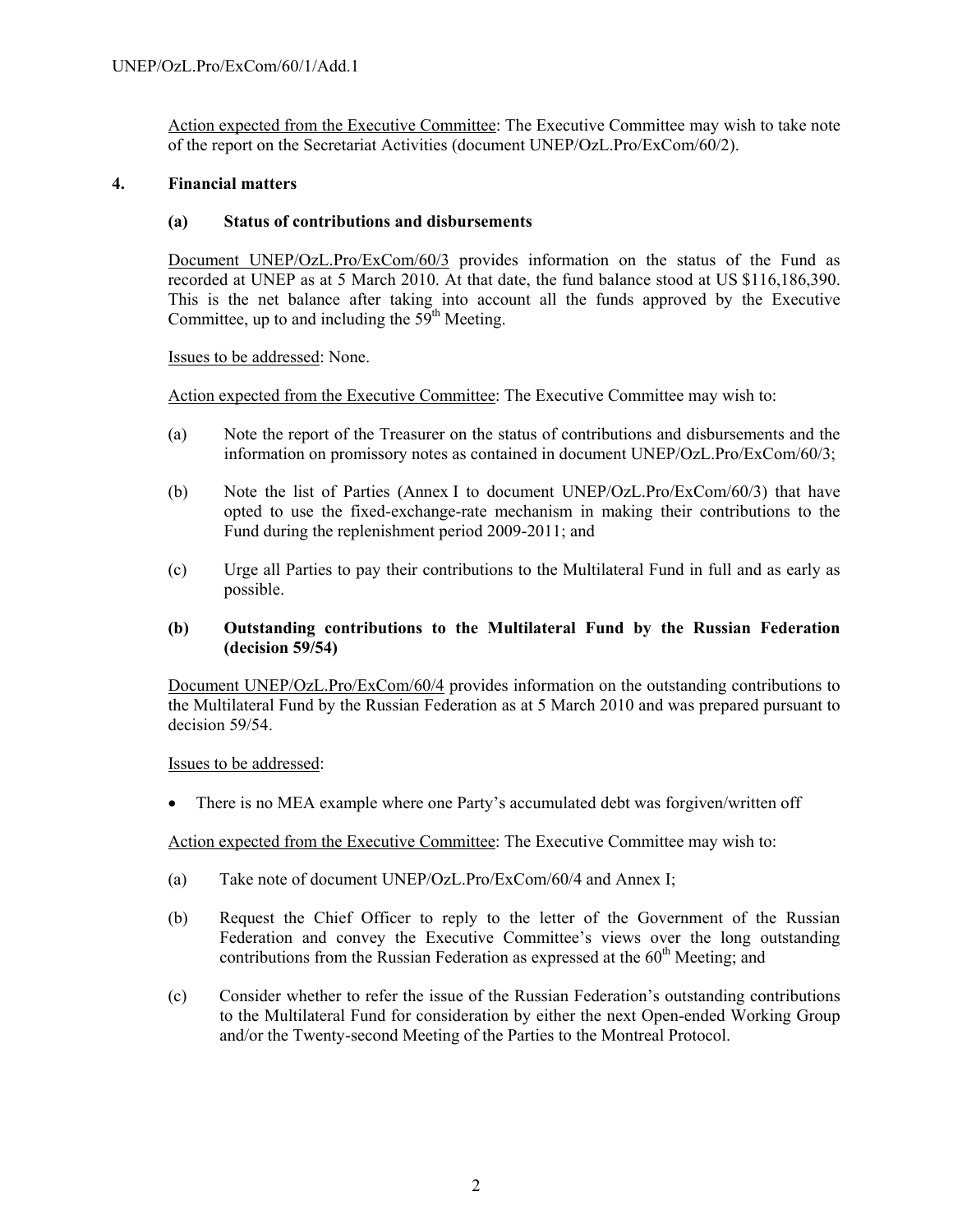Action expected from the Executive Committee: The Executive Committee may wish to take note of the report on the Secretariat Activities (document UNEP/OzL.Pro/ExCom/60/2).

## 4. Financial matters

### (a) Status of contributions and disbursements

Document UNEP/OzL.Pro/ExCom/60/3 provides information on the status of the Fund as recorded at UNEP as at 5 March 2010. At that date, the fund balance stood at US $116,186,390. This is the net balance after taking into account all the funds approved by the Executive Committee, up to and including the 59th Meeting.

Issues to be addressed: None.

Action expected from the Executive Committee: The Executive Committee may wish to:

(a) Note the report of the Treasurer on the status of contributions and disbursements and the information on promissory notes as contained in document UNEP/OzL.Pro/ExCom/60/3;

(b) Note the list of Parties (Annex I to document UNEP/OzL.Pro/ExCom/60/3) that have opted to use the fixed-exchange-rate mechanism in making their contributions to the Fund during the replenishment period 2009-2011; and

(c) Urge all Parties to pay their contributions to the Multilateral Fund in full and as early as possible.

### (b) Outstanding contributions to the Multilateral Fund by the Russian Federation (decision 59/54)

Document UNEP/OzL.Pro/ExCom/60/4 provides information on the outstanding contributions to the Multilateral Fund by the Russian Federation as at 5 March 2010 and was prepared pursuant to decision 59/54.

Issues to be addressed:

- There is no MEA example where one Party's accumulated debt was forgiven/written off

Action expected from the Executive Committee: The Executive Committee may wish to:

(a) Take note of document UNEP/OzL.Pro/ExCom/60/4 and Annex I;

(b) Request the Chief Officer to reply to the letter of the Government of the Russian Federation and convey the Executive Committee's views over the long outstanding contributions from the Russian Federation as expressed at the 60th Meeting; and

(c) Consider whether to refer the issue of the Russian Federation's outstanding contributions to the Multilateral Fund for consideration by either the next Open-ended Working Group and/or the Twenty-second Meeting of the Parties to the Montreal Protocol.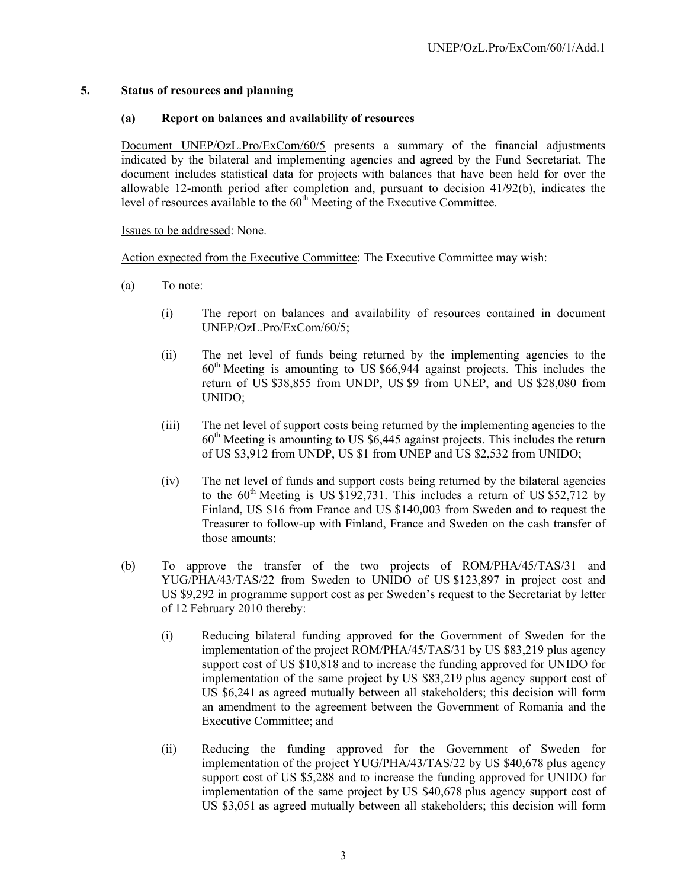## 5. Status of resources and planning

### (a) Report on balances and availability of resources

Document UNEP/OzL.Pro/ExCom/60/5 presents a summary of the financial adjustments indicated by the bilateral and implementing agencies and agreed by the Fund Secretariat. The document includes statistical data for projects with balances that have been held for over the allowable 12-month period after completion and, pursuant to decision 41/92(b), indicates the level of resources available to the 60th Meeting of the Executive Committee.

Issues to be addressed: None.

Action expected from the Executive Committee: The Executive Committee may wish:

(a) To note:

   (i) The report on balances and availability of resources contained in document UNEP/OzL.Pro/ExCom/60/5;

   (ii) The net level of funds being returned by the implementing agencies to the 60th Meeting is amounting to US $66,944 against projects. This includes the return of US $38,855 from UNDP, US $9 from UNEP, and US $28,080 from UNIDO;

   (iii) The net level of support costs being returned by the implementing agencies to the 60th Meeting is amounting to US $6,445 against projects. This includes the return of US $3,912 from UNDP, US $1 from UNEP and US $2,532 from UNIDO;

   (iv) The net level of funds and support costs being returned by the bilateral agencies to the 60th Meeting is US $192,731. This includes a return of US $52,712 by Finland, US $16 from France and US $140,003 from Sweden and to request the Treasurer to follow-up with Finland, France and Sweden on the cash transfer of those amounts;

(b) To approve the transfer of the two projects of ROM/PHA/45/TAS/31 and YUG/PHA/43/TAS/22 from Sweden to UNIDO of US $123,897 in project cost and US $9,292 in programme support cost as per Sweden's request to the Secretariat by letter of 12 February 2010 thereby:

   (i) Reducing bilateral funding approved for the Government of Sweden for the implementation of the project ROM/PHA/45/TAS/31 by US $83,219 plus agency support cost of US $10,818 and to increase the funding approved for UNIDO for implementation of the same project by US $83,219 plus agency support cost of US $6,241 as agreed mutually between all stakeholders; this decision will form an amendment to the agreement between the Government of Romania and the Executive Committee; and

   (ii) Reducing the funding approved for the Government of Sweden for implementation of the project YUG/PHA/43/TAS/22 by US $40,678 plus agency support cost of US $5,288 and to increase the funding approved for UNIDO for implementation of the same project by US $40,678 plus agency support cost of US $3,051 as agreed mutually between all stakeholders; this decision will form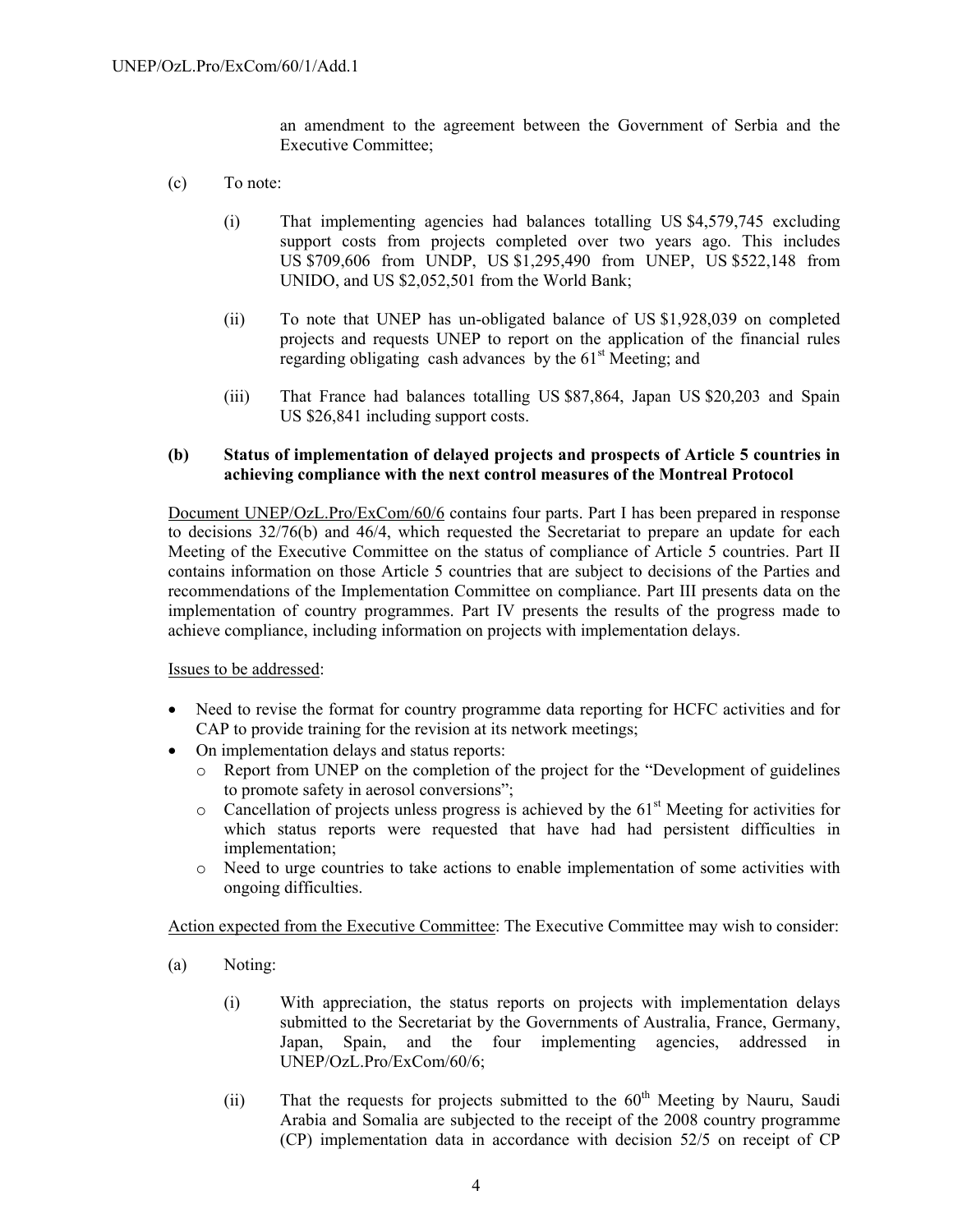an amendment to the agreement between the Government of Serbia and the Executive Committee;

(c) To note:

(i) That implementing agencies had balances totalling US $4,579,745 excluding support costs from projects completed over two years ago. This includes US $709,606 from UNDP, US $1,295,490 from UNEP, US $522,148 from UNIDO, and US $2,052,501 from the World Bank;

(ii) To note that UNEP has un-obligated balance of US $1,928,039 on completed projects and requests UNEP to report on the application of the financial rules regarding obligating cash advances by the 61st Meeting; and

(iii) That France had balances totalling US $87,864, Japan US $20,203 and Spain US $26,841 including support costs.

**(b) Status of implementation of delayed projects and prospects of Article 5 countries in achieving compliance with the next control measures of the Montreal Protocol**

Document UNEP/OzL.Pro/ExCom/60/6 contains four parts. Part I has been prepared in response to decisions 32/76(b) and 46/4, which requested the Secretariat to prepare an update for each Meeting of the Executive Committee on the status of compliance of Article 5 countries. Part II contains information on those Article 5 countries that are subject to decisions of the Parties and recommendations of the Implementation Committee on compliance. Part III presents data on the implementation of country programmes. Part IV presents the results of the progress made to achieve compliance, including information on projects with implementation delays.

Issues to be addressed:

- Need to revise the format for country programme data reporting for HCFC activities and for CAP to provide training for the revision at its network meetings;
- On implementation delays and status reports:
  - Report from UNEP on the completion of the project for the "Development of guidelines to promote safety in aerosol conversions";
  - Cancellation of projects unless progress is achieved by the 61st Meeting for activities for which status reports were requested that have had had persistent difficulties in implementation;
  - Need to urge countries to take actions to enable implementation of some activities with ongoing difficulties.

Action expected from the Executive Committee: The Executive Committee may wish to consider:

(a) Noting:

(i) With appreciation, the status reports on projects with implementation delays submitted to the Secretariat by the Governments of Australia, France, Germany, Japan, Spain, and the four implementing agencies, addressed in UNEP/OzL.Pro/ExCom/60/6;

(ii) That the requests for projects submitted to the 60th Meeting by Nauru, Saudi Arabia and Somalia are subjected to the receipt of the 2008 country programme (CP) implementation data in accordance with decision 52/5 on receipt of CP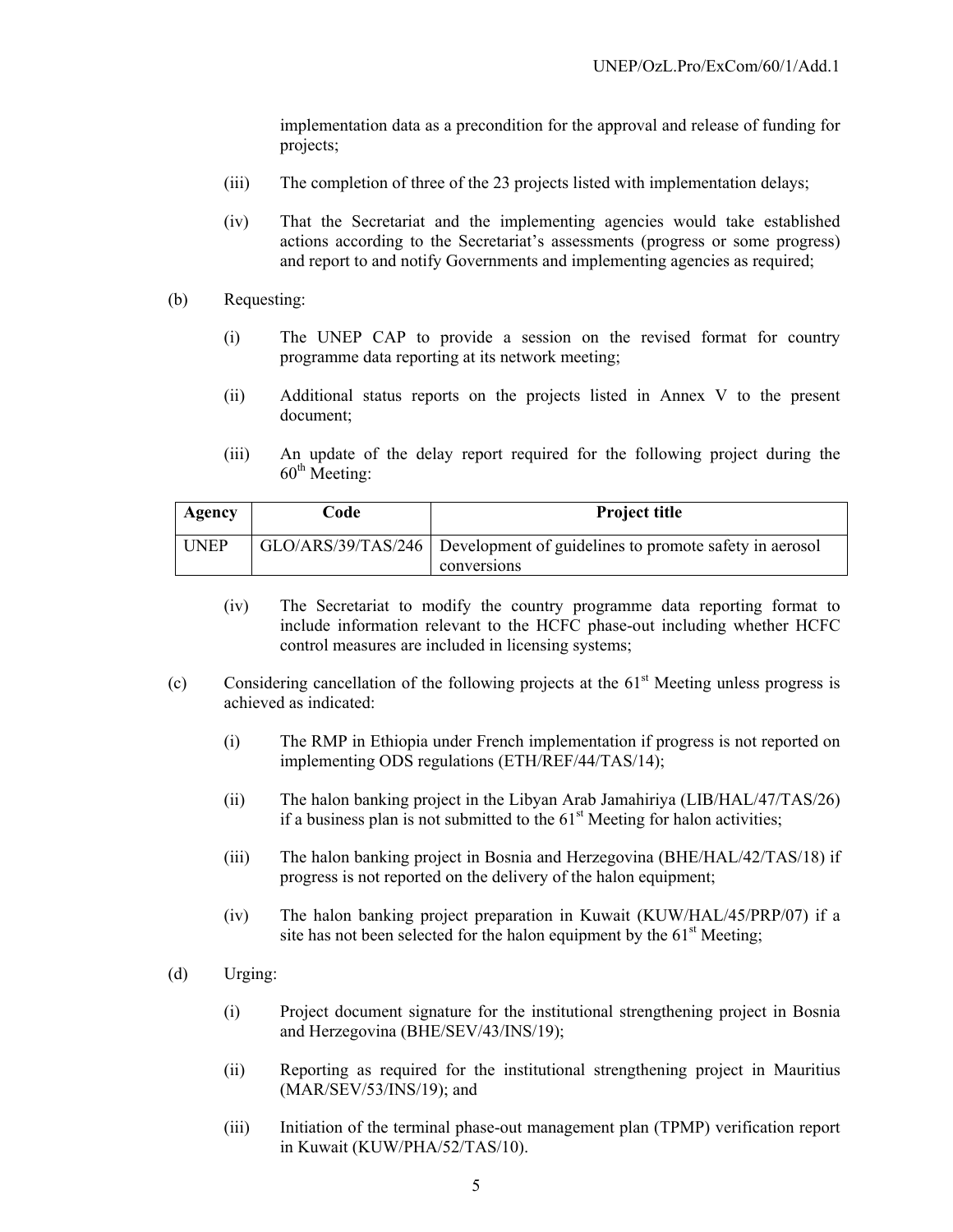implementation data as a precondition for the approval and release of funding for projects;

(iii) The completion of three of the 23 projects listed with implementation delays;

(iv) That the Secretariat and the implementing agencies would take established actions according to the Secretariat's assessments (progress or some progress) and report to and notify Governments and implementing agencies as required;

(b) Requesting:

(i) The UNEP CAP to provide a session on the revised format for country programme data reporting at its network meeting;

(ii) Additional status reports on the projects listed in Annex V to the present document;

(iii) An update of the delay report required for the following project during the 60th Meeting:

| Agency | Code | Project title |
|---|---|---|
| UNEP | GLO/ARS/39/TAS/246 | Development of guidelines to promote safety in aerosol conversions |

(iv) The Secretariat to modify the country programme data reporting format to include information relevant to the HCFC phase-out including whether HCFC control measures are included in licensing systems;

(c) Considering cancellation of the following projects at the 61st Meeting unless progress is achieved as indicated:

(i) The RMP in Ethiopia under French implementation if progress is not reported on implementing ODS regulations (ETH/REF/44/TAS/14);

(ii) The halon banking project in the Libyan Arab Jamahiriya (LIB/HAL/47/TAS/26) if a business plan is not submitted to the 61st Meeting for halon activities;

(iii) The halon banking project in Bosnia and Herzegovina (BHE/HAL/42/TAS/18) if progress is not reported on the delivery of the halon equipment;

(iv) The halon banking project preparation in Kuwait (KUW/HAL/45/PRP/07) if a site has not been selected for the halon equipment by the 61st Meeting;

(d) Urging:

(i) Project document signature for the institutional strengthening project in Bosnia and Herzegovina (BHE/SEV/43/INS/19);

(ii) Reporting as required for the institutional strengthening project in Mauritius (MAR/SEV/53/INS/19); and

(iii) Initiation of the terminal phase-out management plan (TPMP) verification report in Kuwait (KUW/PHA/52/TAS/10).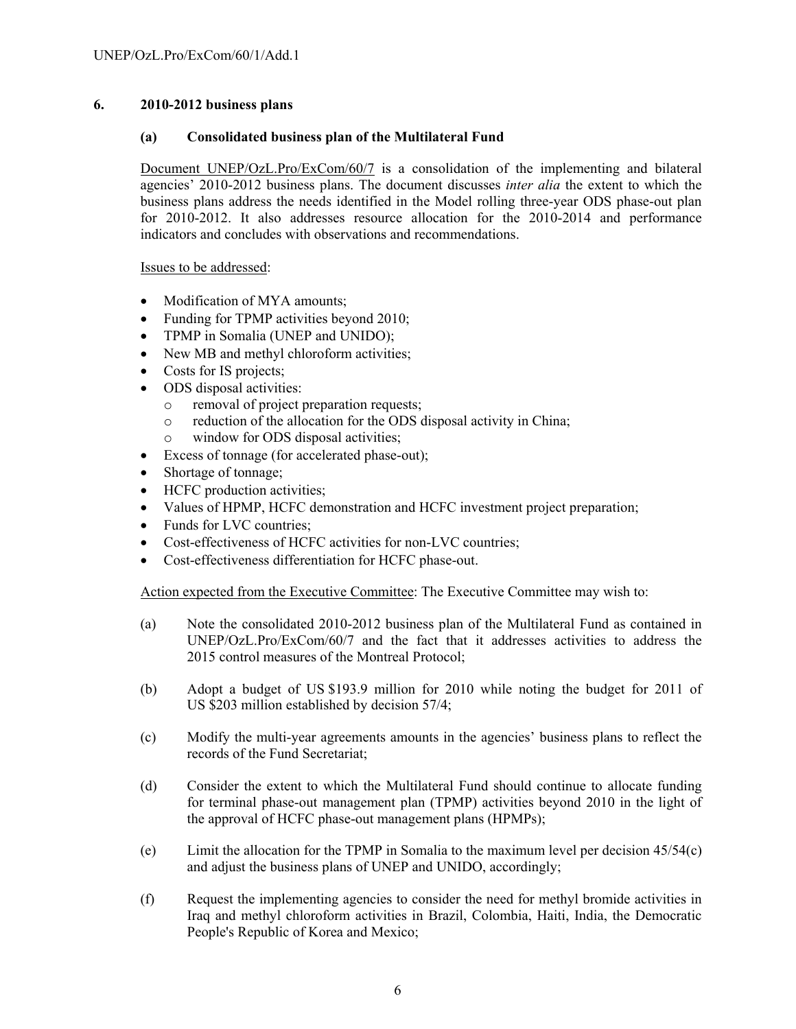## 6. 2010-2012 business plans

### (a) Consolidated business plan of the Multilateral Fund

Document UNEP/OzL.Pro/ExCom/60/7 is a consolidation of the implementing and bilateral agencies' 2010-2012 business plans. The document discusses *inter alia* the extent to which the business plans address the needs identified in the Model rolling three-year ODS phase-out plan for 2010-2012. It also addresses resource allocation for the 2010-2014 and performance indicators and concludes with observations and recommendations.

Issues to be addressed:

- Modification of MYA amounts;
- Funding for TPMP activities beyond 2010;
- TPMP in Somalia (UNEP and UNIDO);
- New MB and methyl chloroform activities;
- Costs for IS projects;
- ODS disposal activities:
  - removal of project preparation requests;
  - reduction of the allocation for the ODS disposal activity in China;
  - window for ODS disposal activities;
- Excess of tonnage (for accelerated phase-out);
- Shortage of tonnage;
- HCFC production activities;
- Values of HPMP, HCFC demonstration and HCFC investment project preparation;
- Funds for LVC countries;
- Cost-effectiveness of HCFC activities for non-LVC countries;
- Cost-effectiveness differentiation for HCFC phase-out.

Action expected from the Executive Committee: The Executive Committee may wish to:

(a) Note the consolidated 2010-2012 business plan of the Multilateral Fund as contained in UNEP/OzL.Pro/ExCom/60/7 and the fact that it addresses activities to address the 2015 control measures of the Montreal Protocol;

(b) Adopt a budget of US $193.9 million for 2010 while noting the budget for 2011 of US $203 million established by decision 57/4;

(c) Modify the multi-year agreements amounts in the agencies' business plans to reflect the records of the Fund Secretariat;

(d) Consider the extent to which the Multilateral Fund should continue to allocate funding for terminal phase-out management plan (TPMP) activities beyond 2010 in the light of the approval of HCFC phase-out management plans (HPMPs);

(e) Limit the allocation for the TPMP in Somalia to the maximum level per decision 45/54(c) and adjust the business plans of UNEP and UNIDO, accordingly;

(f) Request the implementing agencies to consider the need for methyl bromide activities in Iraq and methyl chloroform activities in Brazil, Colombia, Haiti, India, the Democratic People's Republic of Korea and Mexico;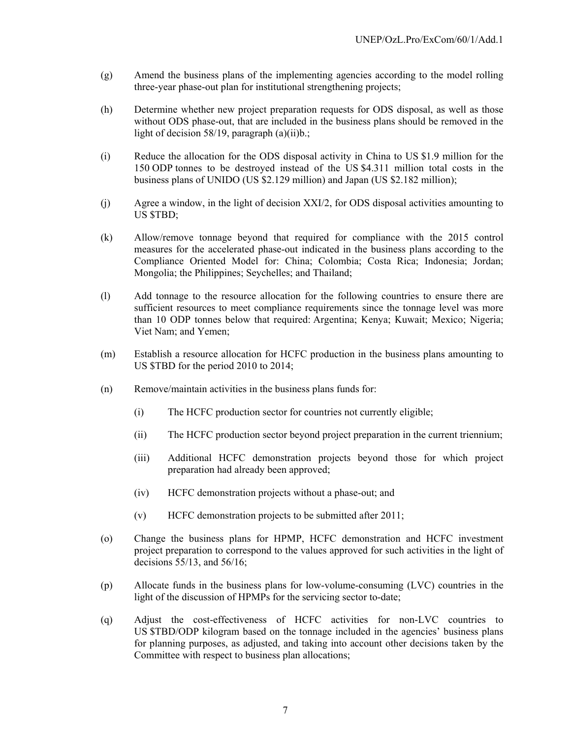(g) Amend the business plans of the implementing agencies according to the model rolling three-year phase-out plan for institutional strengthening projects;

(h) Determine whether new project preparation requests for ODS disposal, as well as those without ODS phase-out, that are included in the business plans should be removed in the light of decision 58/19, paragraph (a)(ii)b.;

(i) Reduce the allocation for the ODS disposal activity in China to US $1.9 million for the 150 ODP tonnes to be destroyed instead of the US $4.311 million total costs in the business plans of UNIDO (US $2.129 million) and Japan (US $2.182 million);

(j) Agree a window, in the light of decision XXI/2, for ODS disposal activities amounting to US $TBD;

(k) Allow/remove tonnage beyond that required for compliance with the 2015 control measures for the accelerated phase-out indicated in the business plans according to the Compliance Oriented Model for: China; Colombia; Costa Rica; Indonesia; Jordan; Mongolia; the Philippines; Seychelles; and Thailand;

(l) Add tonnage to the resource allocation for the following countries to ensure there are sufficient resources to meet compliance requirements since the tonnage level was more than 10 ODP tonnes below that required: Argentina; Kenya; Kuwait; Mexico; Nigeria; Viet Nam; and Yemen;

(m) Establish a resource allocation for HCFC production in the business plans amounting to US $TBD for the period 2010 to 2014;

(n) Remove/maintain activities in the business plans funds for:

  (i) The HCFC production sector for countries not currently eligible;

  (ii) The HCFC production sector beyond project preparation in the current triennium;

  (iii) Additional HCFC demonstration projects beyond those for which project preparation had already been approved;

  (iv) HCFC demonstration projects without a phase-out; and

  (v) HCFC demonstration projects to be submitted after 2011;

(o) Change the business plans for HPMP, HCFC demonstration and HCFC investment project preparation to correspond to the values approved for such activities in the light of decisions 55/13, and 56/16;

(p) Allocate funds in the business plans for low-volume-consuming (LVC) countries in the light of the discussion of HPMPs for the servicing sector to-date;

(q) Adjust the cost-effectiveness of HCFC activities for non-LVC countries to US $TBD/ODP kilogram based on the tonnage included in the agencies' business plans for planning purposes, as adjusted, and taking into account other decisions taken by the Committee with respect to business plan allocations;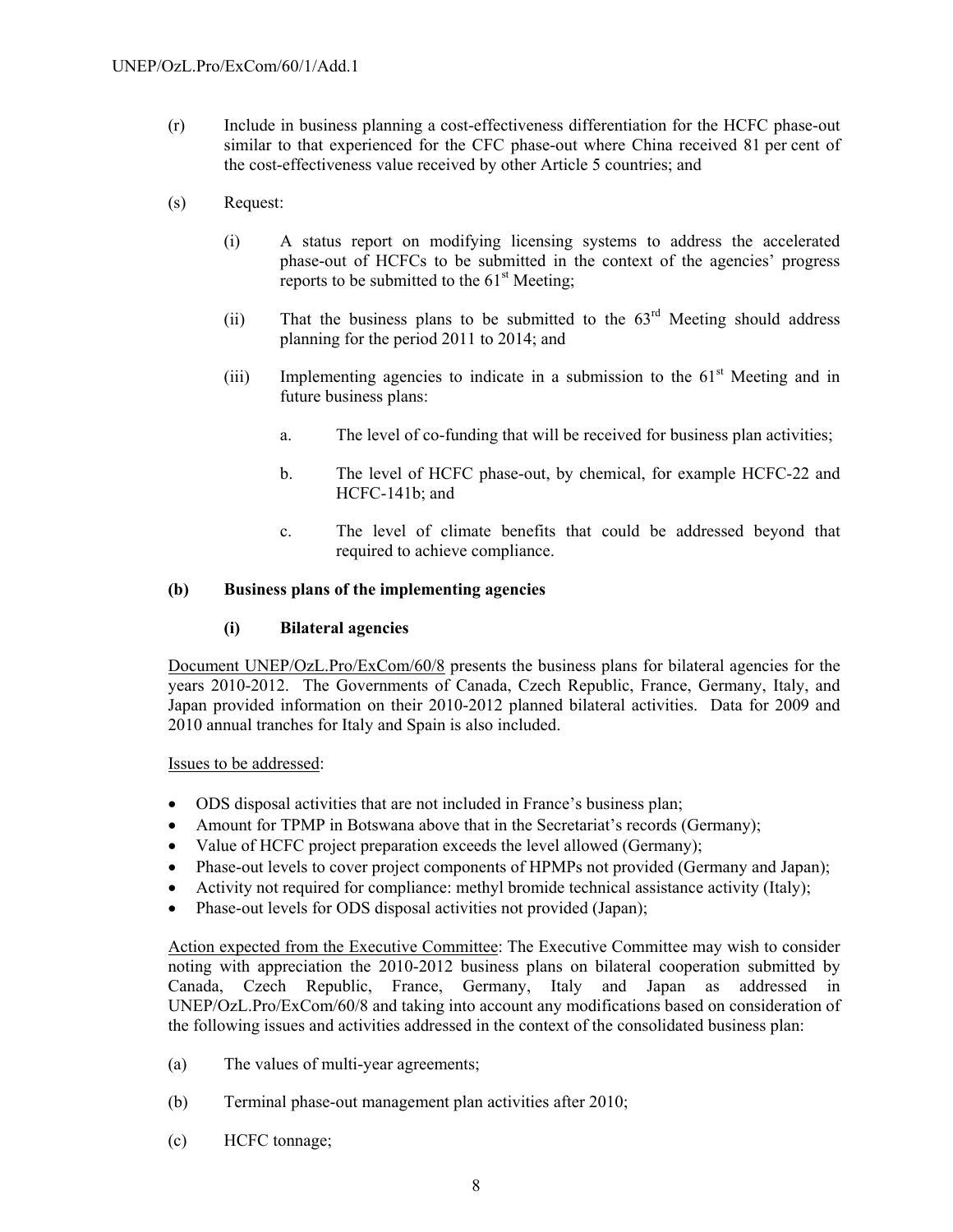(r) Include in business planning a cost-effectiveness differentiation for the HCFC phase-out similar to that experienced for the CFC phase-out where China received 81 per cent of the cost-effectiveness value received by other Article 5 countries; and

(s) Request:

   (i) A status report on modifying licensing systems to address the accelerated phase-out of HCFCs to be submitted in the context of the agencies' progress reports to be submitted to the 61st Meeting;

   (ii) That the business plans to be submitted to the 63rd Meeting should address planning for the period 2011 to 2014; and

   (iii) Implementing agencies to indicate in a submission to the 61st Meeting and in future business plans:

      a. The level of co-funding that will be received for business plan activities;

      b. The level of HCFC phase-out, by chemical, for example HCFC-22 and HCFC-141b; and

      c. The level of climate benefits that could be addressed beyond that required to achieve compliance.

**(b) Business plans of the implementing agencies**

**(i) Bilateral agencies**

Document UNEP/OzL.Pro/ExCom/60/8 presents the business plans for bilateral agencies for the years 2010-2012. The Governments of Canada, Czech Republic, France, Germany, Italy, and Japan provided information on their 2010-2012 planned bilateral activities. Data for 2009 and 2010 annual tranches for Italy and Spain is also included.

Issues to be addressed:

- ODS disposal activities that are not included in France's business plan;
- Amount for TPMP in Botswana above that in the Secretariat's records (Germany);
- Value of HCFC project preparation exceeds the level allowed (Germany);
- Phase-out levels to cover project components of HPMPs not provided (Germany and Japan);
- Activity not required for compliance: methyl bromide technical assistance activity (Italy);
- Phase-out levels for ODS disposal activities not provided (Japan);

Action expected from the Executive Committee: The Executive Committee may wish to consider noting with appreciation the 2010-2012 business plans on bilateral cooperation submitted by Canada, Czech Republic, France, Germany, Italy and Japan as addressed in UNEP/OzL.Pro/ExCom/60/8 and taking into account any modifications based on consideration of the following issues and activities addressed in the context of the consolidated business plan:

(a) The values of multi-year agreements;

(b) Terminal phase-out management plan activities after 2010;

(c) HCFC tonnage;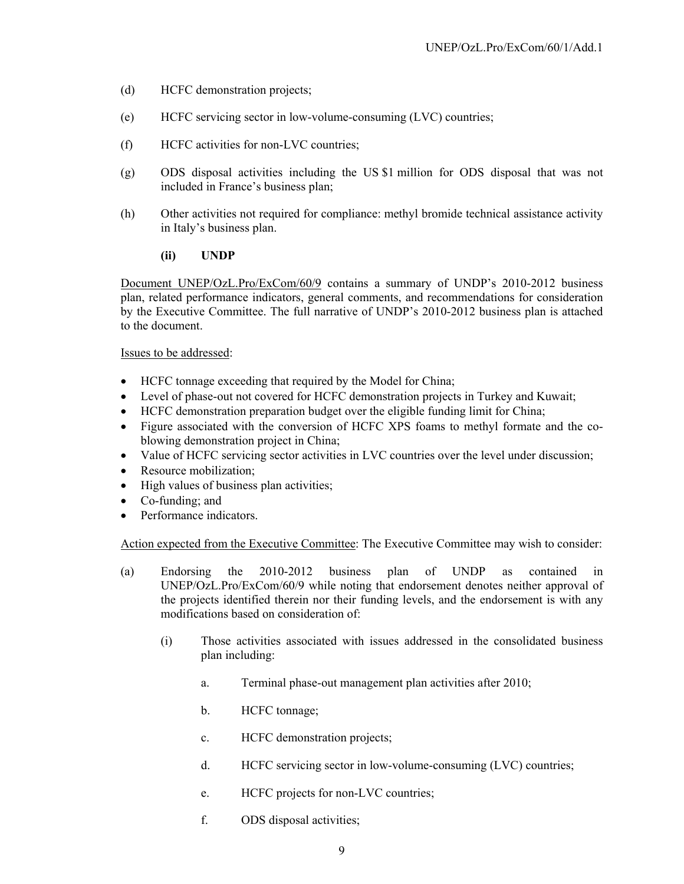(d) HCFC demonstration projects;

(e) HCFC servicing sector in low-volume-consuming (LVC) countries;

(f) HCFC activities for non-LVC countries;

(g) ODS disposal activities including the US $1 million for ODS disposal that was not included in France's business plan;

(h) Other activities not required for compliance: methyl bromide technical assistance activity in Italy's business plan.

**(ii) UNDP**

Document UNEP/OzL.Pro/ExCom/60/9 contains a summary of UNDP's 2010-2012 business plan, related performance indicators, general comments, and recommendations for consideration by the Executive Committee. The full narrative of UNDP's 2010-2012 business plan is attached to the document.

Issues to be addressed:

- HCFC tonnage exceeding that required by the Model for China;
- Level of phase-out not covered for HCFC demonstration projects in Turkey and Kuwait;
- HCFC demonstration preparation budget over the eligible funding limit for China;
- Figure associated with the conversion of HCFC XPS foams to methyl formate and the co-blowing demonstration project in China;
- Value of HCFC servicing sector activities in LVC countries over the level under discussion;
- Resource mobilization;
- High values of business plan activities;
- Co-funding; and
- Performance indicators.

Action expected from the Executive Committee: The Executive Committee may wish to consider:

(a) Endorsing the 2010-2012 business plan of UNDP as contained in UNEP/OzL.Pro/ExCom/60/9 while noting that endorsement denotes neither approval of the projects identified therein nor their funding levels, and the endorsement is with any modifications based on consideration of:

  (i) Those activities associated with issues addressed in the consolidated business plan including:

    a. Terminal phase-out management plan activities after 2010;

    b. HCFC tonnage;

    c. HCFC demonstration projects;

    d. HCFC servicing sector in low-volume-consuming (LVC) countries;

    e. HCFC projects for non-LVC countries;

    f. ODS disposal activities;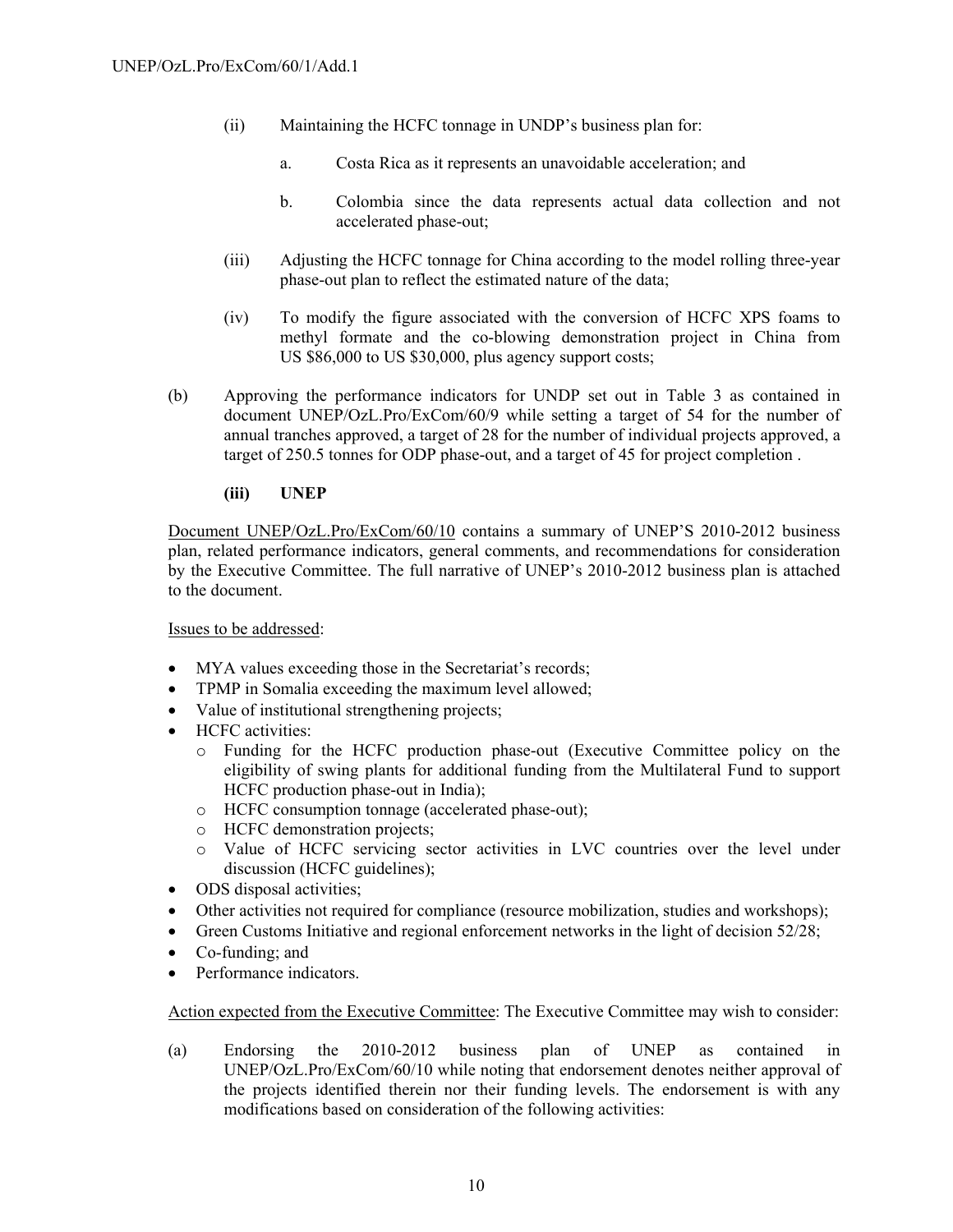(ii) Maintaining the HCFC tonnage in UNDP's business plan for:

a. Costa Rica as it represents an unavoidable acceleration; and

b. Colombia since the data represents actual data collection and not accelerated phase-out;

(iii) Adjusting the HCFC tonnage for China according to the model rolling three-year phase-out plan to reflect the estimated nature of the data;

(iv) To modify the figure associated with the conversion of HCFC XPS foams to methyl formate and the co-blowing demonstration project in China from US $86,000 to US $30,000, plus agency support costs;

(b) Approving the performance indicators for UNDP set out in Table 3 as contained in document UNEP/OzL.Pro/ExCom/60/9 while setting a target of 54 for the number of annual tranches approved, a target of 28 for the number of individual projects approved, a target of 250.5 tonnes for ODP phase-out, and a target of 45 for project completion .

**(iii) UNEP**

Document UNEP/OzL.Pro/ExCom/60/10 contains a summary of UNEP'S 2010-2012 business plan, related performance indicators, general comments, and recommendations for consideration by the Executive Committee. The full narrative of UNEP's 2010-2012 business plan is attached to the document.

Issues to be addressed:

- MYA values exceeding those in the Secretariat's records;
- TPMP in Somalia exceeding the maximum level allowed;
- Value of institutional strengthening projects;
- HCFC activities:
  - Funding for the HCFC production phase-out (Executive Committee policy on the eligibility of swing plants for additional funding from the Multilateral Fund to support HCFC production phase-out in India);
  - HCFC consumption tonnage (accelerated phase-out);
  - HCFC demonstration projects;
  - Value of HCFC servicing sector activities in LVC countries over the level under discussion (HCFC guidelines);
- ODS disposal activities;
- Other activities not required for compliance (resource mobilization, studies and workshops);
- Green Customs Initiative and regional enforcement networks in the light of decision 52/28;
- Co-funding; and
- Performance indicators.

Action expected from the Executive Committee: The Executive Committee may wish to consider:

(a) Endorsing the 2010-2012 business plan of UNEP as contained in UNEP/OzL.Pro/ExCom/60/10 while noting that endorsement denotes neither approval of the projects identified therein nor their funding levels. The endorsement is with any modifications based on consideration of the following activities: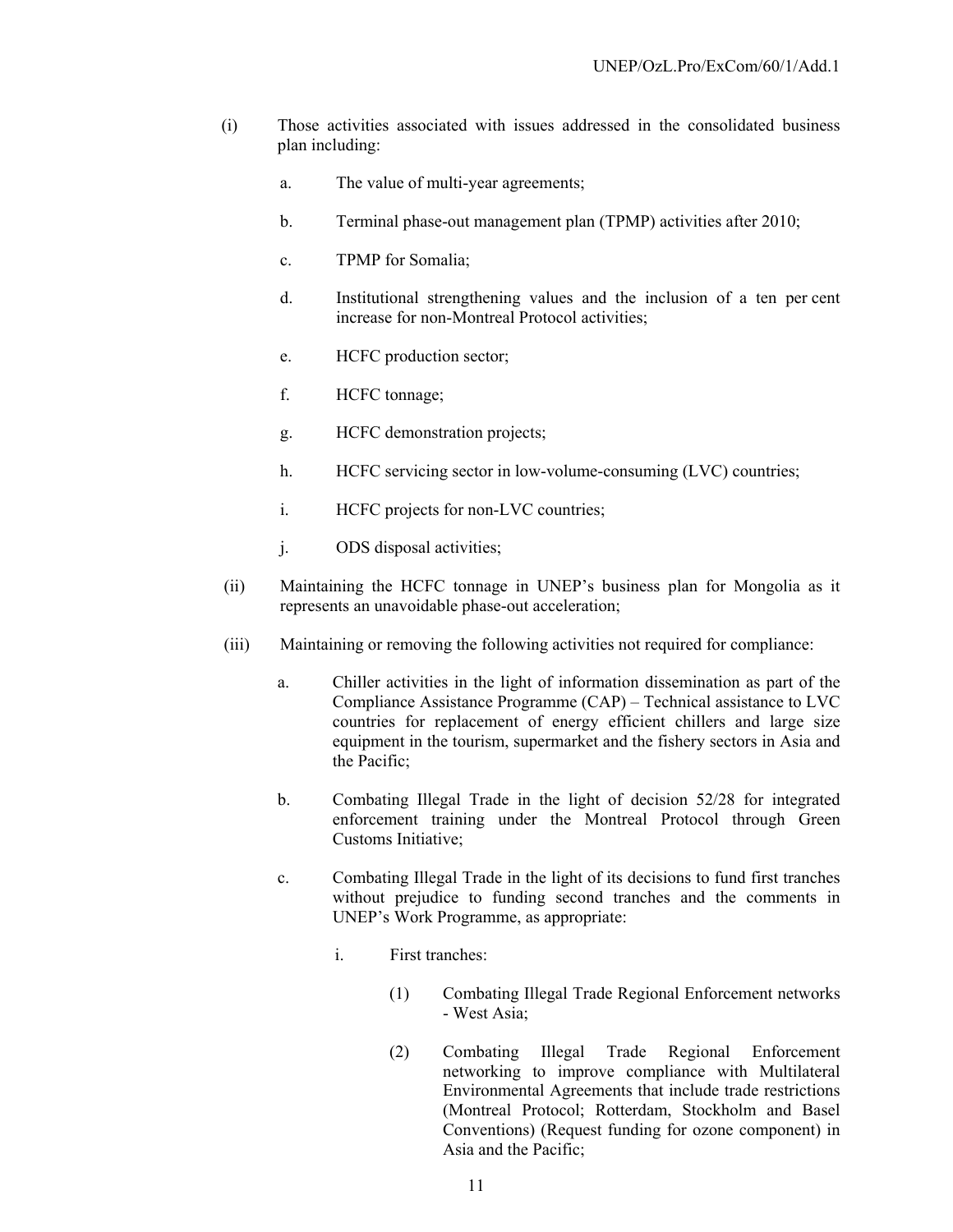(i) Those activities associated with issues addressed in the consolidated business plan including:

   a. The value of multi-year agreements;

   b. Terminal phase-out management plan (TPMP) activities after 2010;

   c. TPMP for Somalia;

   d. Institutional strengthening values and the inclusion of a ten per cent increase for non-Montreal Protocol activities;

   e. HCFC production sector;

   f. HCFC tonnage;

   g. HCFC demonstration projects;

   h. HCFC servicing sector in low-volume-consuming (LVC) countries;

   i. HCFC projects for non-LVC countries;

   j. ODS disposal activities;

(ii) Maintaining the HCFC tonnage in UNEP's business plan for Mongolia as it represents an unavoidable phase-out acceleration;

(iii) Maintaining or removing the following activities not required for compliance:

   a. Chiller activities in the light of information dissemination as part of the Compliance Assistance Programme (CAP) – Technical assistance to LVC countries for replacement of energy efficient chillers and large size equipment in the tourism, supermarket and the fishery sectors in Asia and the Pacific;

   b. Combating Illegal Trade in the light of decision 52/28 for integrated enforcement training under the Montreal Protocol through Green Customs Initiative;

   c. Combating Illegal Trade in the light of its decisions to fund first tranches without prejudice to funding second tranches and the comments in UNEP's Work Programme, as appropriate:

      i. First tranches:

         (1) Combating Illegal Trade Regional Enforcement networks - West Asia;

         (2) Combating Illegal Trade Regional Enforcement networking to improve compliance with Multilateral Environmental Agreements that include trade restrictions (Montreal Protocol; Rotterdam, Stockholm and Basel Conventions) (Request funding for ozone component) in Asia and the Pacific;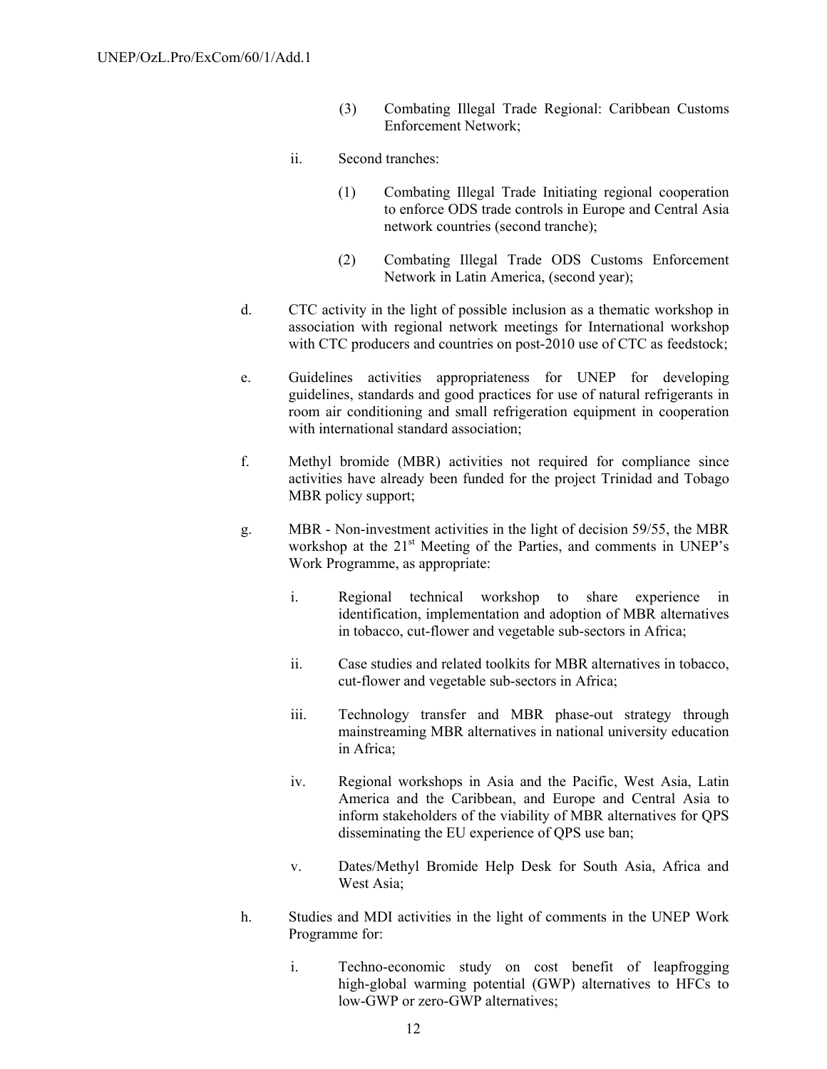(3) Combating Illegal Trade Regional: Caribbean Customs Enforcement Network;

ii. Second tranches:

(1) Combating Illegal Trade Initiating regional cooperation to enforce ODS trade controls in Europe and Central Asia network countries (second tranche);

(2) Combating Illegal Trade ODS Customs Enforcement Network in Latin America, (second year);

d. CTC activity in the light of possible inclusion as a thematic workshop in association with regional network meetings for International workshop with CTC producers and countries on post-2010 use of CTC as feedstock;

e. Guidelines activities appropriateness for UNEP for developing guidelines, standards and good practices for use of natural refrigerants in room air conditioning and small refrigeration equipment in cooperation with international standard association;

f. Methyl bromide (MBR) activities not required for compliance since activities have already been funded for the project Trinidad and Tobago MBR policy support;

g. MBR - Non-investment activities in the light of decision 59/55, the MBR workshop at the 21st Meeting of the Parties, and comments in UNEP's Work Programme, as appropriate:

i. Regional technical workshop to share experience in identification, implementation and adoption of MBR alternatives in tobacco, cut-flower and vegetable sub-sectors in Africa;

ii. Case studies and related toolkits for MBR alternatives in tobacco, cut-flower and vegetable sub-sectors in Africa;

iii. Technology transfer and MBR phase-out strategy through mainstreaming MBR alternatives in national university education in Africa;

iv. Regional workshops in Asia and the Pacific, West Asia, Latin America and the Caribbean, and Europe and Central Asia to inform stakeholders of the viability of MBR alternatives for QPS disseminating the EU experience of QPS use ban;

v. Dates/Methyl Bromide Help Desk for South Asia, Africa and West Asia;

h. Studies and MDI activities in the light of comments in the UNEP Work Programme for:

i. Techno-economic study on cost benefit of leapfrogging high-global warming potential (GWP) alternatives to HFCs to low-GWP or zero-GWP alternatives;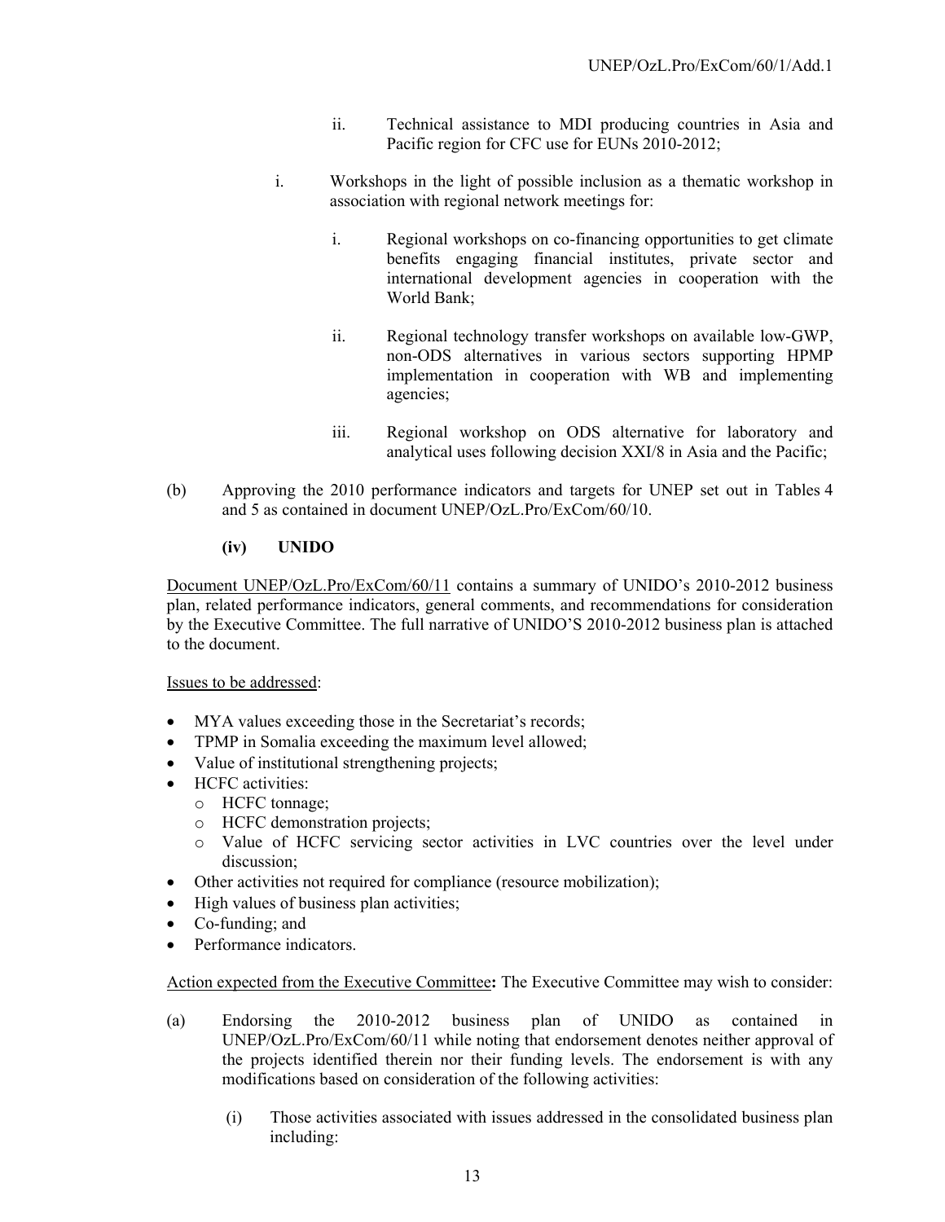ii. Technical assistance to MDI producing countries in Asia and Pacific region for CFC use for EUNs 2010-2012;

i. Workshops in the light of possible inclusion as a thematic workshop in association with regional network meetings for:

   i. Regional workshops on co-financing opportunities to get climate benefits engaging financial institutes, private sector and international development agencies in cooperation with the World Bank;

   ii. Regional technology transfer workshops on available low-GWP, non-ODS alternatives in various sectors supporting HPMP implementation in cooperation with WB and implementing agencies;

   iii. Regional workshop on ODS alternative for laboratory and analytical uses following decision XXI/8 in Asia and the Pacific;

(b) Approving the 2010 performance indicators and targets for UNEP set out in Tables 4 and 5 as contained in document UNEP/OzL.Pro/ExCom/60/10.

**(iv) UNIDO**

Document UNEP/OzL.Pro/ExCom/60/11 contains a summary of UNIDO's 2010-2012 business plan, related performance indicators, general comments, and recommendations for consideration by the Executive Committee. The full narrative of UNIDO'S 2010-2012 business plan is attached to the document.

Issues to be addressed:

- MYA values exceeding those in the Secretariat's records;
- TPMP in Somalia exceeding the maximum level allowed;
- Value of institutional strengthening projects;
- HCFC activities:
  - HCFC tonnage;
  - HCFC demonstration projects;
  - Value of HCFC servicing sector activities in LVC countries over the level under discussion;
- Other activities not required for compliance (resource mobilization);
- High values of business plan activities;
- Co-funding; and
- Performance indicators.

Action expected from the Executive Committee**:** The Executive Committee may wish to consider:

(a) Endorsing the 2010-2012 business plan of UNIDO as contained in UNEP/OzL.Pro/ExCom/60/11 while noting that endorsement denotes neither approval of the projects identified therein nor their funding levels. The endorsement is with any modifications based on consideration of the following activities:

   (i) Those activities associated with issues addressed in the consolidated business plan including: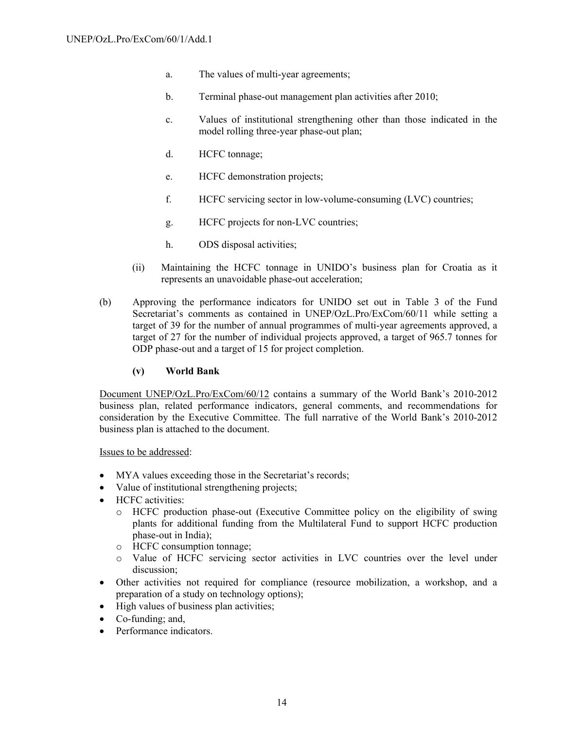a. The values of multi-year agreements;

b. Terminal phase-out management plan activities after 2010;

c. Values of institutional strengthening other than those indicated in the model rolling three-year phase-out plan;

d. HCFC tonnage;

e. HCFC demonstration projects;

f. HCFC servicing sector in low-volume-consuming (LVC) countries;

g. HCFC projects for non-LVC countries;

h. ODS disposal activities;

(ii) Maintaining the HCFC tonnage in UNIDO's business plan for Croatia as it represents an unavoidable phase-out acceleration;

(b) Approving the performance indicators for UNIDO set out in Table 3 of the Fund Secretariat's comments as contained in UNEP/OzL.Pro/ExCom/60/11 while setting a target of 39 for the number of annual programmes of multi-year agreements approved, a target of 27 for the number of individual projects approved, a target of 965.7 tonnes for ODP phase-out and a target of 15 for project completion.

**(v) World Bank**

Document UNEP/OzL.Pro/ExCom/60/12 contains a summary of the World Bank's 2010-2012 business plan, related performance indicators, general comments, and recommendations for consideration by the Executive Committee. The full narrative of the World Bank's 2010-2012 business plan is attached to the document.

Issues to be addressed:

- MYA values exceeding those in the Secretariat's records;
- Value of institutional strengthening projects;
- HCFC activities:
  - HCFC production phase-out (Executive Committee policy on the eligibility of swing plants for additional funding from the Multilateral Fund to support HCFC production phase-out in India);
  - HCFC consumption tonnage;
  - Value of HCFC servicing sector activities in LVC countries over the level under discussion;
- Other activities not required for compliance (resource mobilization, a workshop, and a preparation of a study on technology options);
- High values of business plan activities;
- Co-funding; and,
- Performance indicators.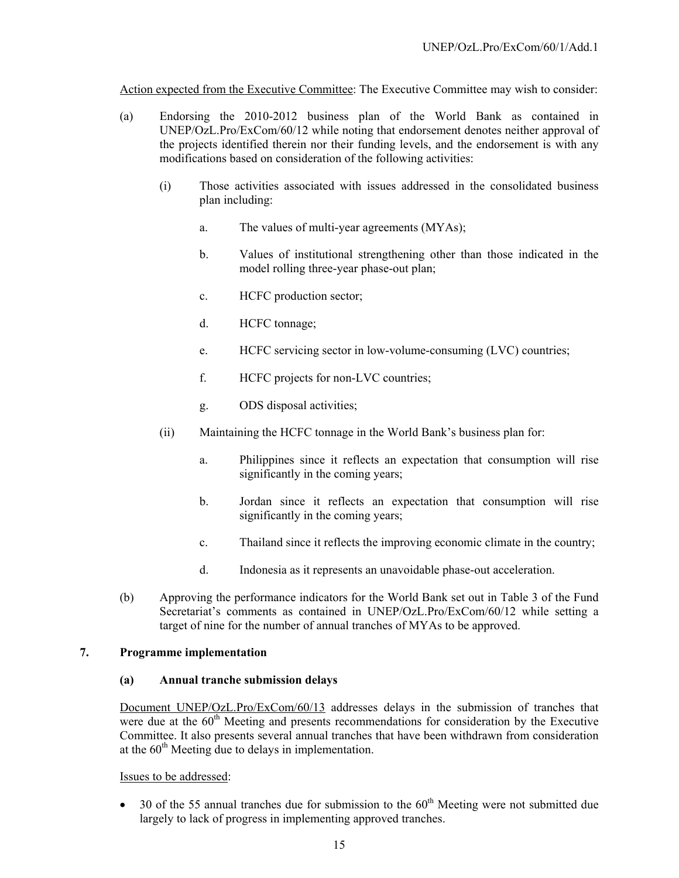Action expected from the Executive Committee: The Executive Committee may wish to consider:

(a) Endorsing the 2010-2012 business plan of the World Bank as contained in UNEP/OzL.Pro/ExCom/60/12 while noting that endorsement denotes neither approval of the projects identified therein nor their funding levels, and the endorsement is with any modifications based on consideration of the following activities:

   (i) Those activities associated with issues addressed in the consolidated business plan including:

      a. The values of multi-year agreements (MYAs);

      b. Values of institutional strengthening other than those indicated in the model rolling three-year phase-out plan;

      c. HCFC production sector;

      d. HCFC tonnage;

      e. HCFC servicing sector in low-volume-consuming (LVC) countries;

      f. HCFC projects for non-LVC countries;

      g. ODS disposal activities;

   (ii) Maintaining the HCFC tonnage in the World Bank's business plan for:

      a. Philippines since it reflects an expectation that consumption will rise significantly in the coming years;

      b. Jordan since it reflects an expectation that consumption will rise significantly in the coming years;

      c. Thailand since it reflects the improving economic climate in the country;

      d. Indonesia as it represents an unavoidable phase-out acceleration.

(b) Approving the performance indicators for the World Bank set out in Table 3 of the Fund Secretariat's comments as contained in UNEP/OzL.Pro/ExCom/60/12 while setting a target of nine for the number of annual tranches of MYAs to be approved.

## 7. Programme implementation

### (a) Annual tranche submission delays

Document UNEP/OzL.Pro/ExCom/60/13 addresses delays in the submission of tranches that were due at the 60th Meeting and presents recommendations for consideration by the Executive Committee. It also presents several annual tranches that have been withdrawn from consideration at the 60th Meeting due to delays in implementation.

Issues to be addressed:

- 30 of the 55 annual tranches due for submission to the 60th Meeting were not submitted due largely to lack of progress in implementing approved tranches.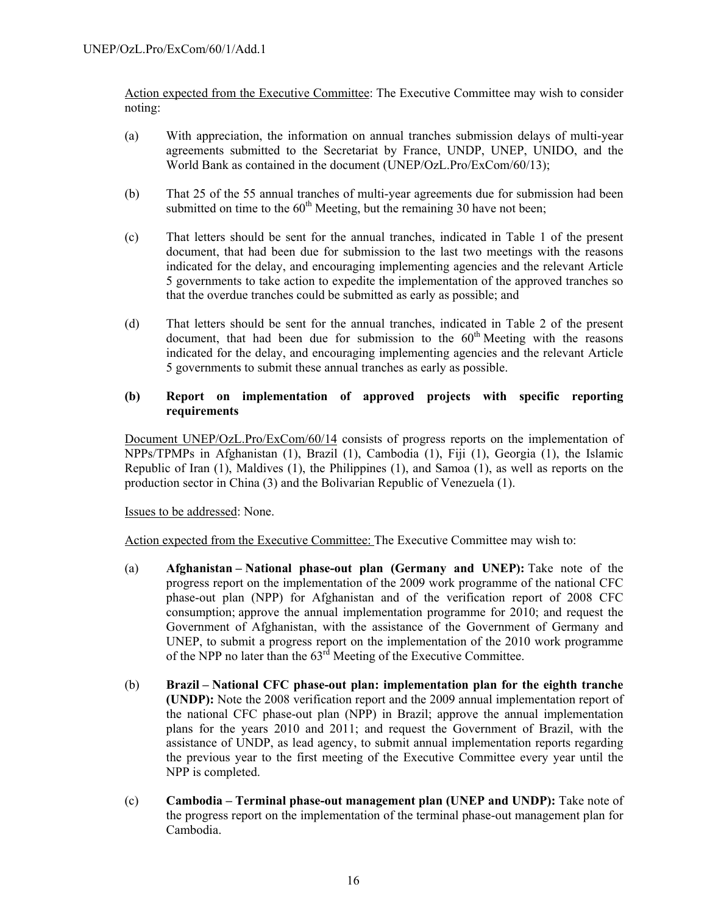<u>Action expected from the Executive Committee</u>: The Executive Committee may wish to consider noting:

(a) With appreciation, the information on annual tranches submission delays of multi-year agreements submitted to the Secretariat by France, UNDP, UNEP, UNIDO, and the World Bank as contained in the document (UNEP/OzL.Pro/ExCom/60/13);

(b) That 25 of the 55 annual tranches of multi-year agreements due for submission had been submitted on time to the 60th Meeting, but the remaining 30 have not been;

(c) That letters should be sent for the annual tranches, indicated in Table 1 of the present document, that had been due for submission to the last two meetings with the reasons indicated for the delay, and encouraging implementing agencies and the relevant Article 5 governments to take action to expedite the implementation of the approved tranches so that the overdue tranches could be submitted as early as possible; and

(d) That letters should be sent for the annual tranches, indicated in Table 2 of the present document, that had been due for submission to the 60th Meeting with the reasons indicated for the delay, and encouraging implementing agencies and the relevant Article 5 governments to submit these annual tranches as early as possible.

### (b) Report on implementation of approved projects with specific reporting requirements

<u>Document UNEP/OzL.Pro/ExCom/60/14</u> consists of progress reports on the implementation of NPPs/TPMPs in Afghanistan (1), Brazil (1), Cambodia (1), Fiji (1), Georgia (1), the Islamic Republic of Iran (1), Maldives (1), the Philippines (1), and Samoa (1), as well as reports on the production sector in China (3) and the Bolivarian Republic of Venezuela (1).

<u>Issues to be addressed</u>: None.

<u>Action expected from the Executive Committee:</u> The Executive Committee may wish to:

(a) **Afghanistan – National phase-out plan (Germany and UNEP):** Take note of the progress report on the implementation of the 2009 work programme of the national CFC phase-out plan (NPP) for Afghanistan and of the verification report of 2008 CFC consumption; approve the annual implementation programme for 2010; and request the Government of Afghanistan, with the assistance of the Government of Germany and UNEP, to submit a progress report on the implementation of the 2010 work programme of the NPP no later than the 63rd Meeting of the Executive Committee.

(b) **Brazil – National CFC phase-out plan: implementation plan for the eighth tranche (UNDP):** Note the 2008 verification report and the 2009 annual implementation report of the national CFC phase-out plan (NPP) in Brazil; approve the annual implementation plans for the years 2010 and 2011; and request the Government of Brazil, with the assistance of UNDP, as lead agency, to submit annual implementation reports regarding the previous year to the first meeting of the Executive Committee every year until the NPP is completed.

(c) **Cambodia – Terminal phase-out management plan (UNEP and UNDP):** Take note of the progress report on the implementation of the terminal phase-out management plan for Cambodia.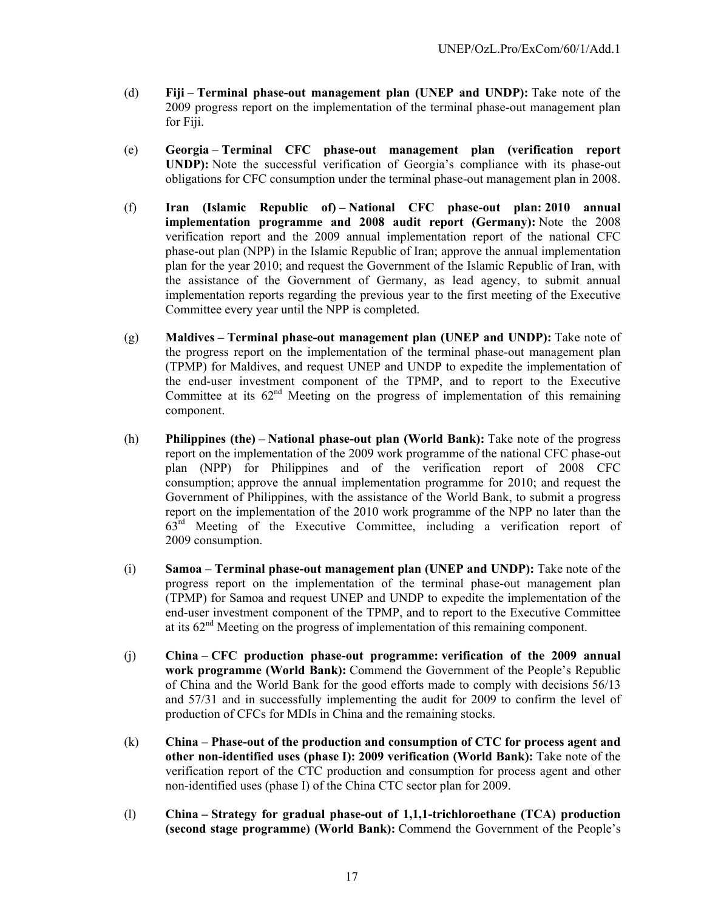(d) **Fiji – Terminal phase-out management plan (UNEP and UNDP):** Take note of the 2009 progress report on the implementation of the terminal phase-out management plan for Fiji.

(e) **Georgia – Terminal CFC phase-out management plan (verification report UNDP):** Note the successful verification of Georgia's compliance with its phase-out obligations for CFC consumption under the terminal phase-out management plan in 2008.

(f) **Iran (Islamic Republic of) – National CFC phase-out plan: 2010 annual implementation programme and 2008 audit report (Germany):** Note the 2008 verification report and the 2009 annual implementation report of the national CFC phase-out plan (NPP) in the Islamic Republic of Iran; approve the annual implementation plan for the year 2010; and request the Government of the Islamic Republic of Iran, with the assistance of the Government of Germany, as lead agency, to submit annual implementation reports regarding the previous year to the first meeting of the Executive Committee every year until the NPP is completed.

(g) **Maldives – Terminal phase-out management plan (UNEP and UNDP):** Take note of the progress report on the implementation of the terminal phase-out management plan (TPMP) for Maldives, and request UNEP and UNDP to expedite the implementation of the end-user investment component of the TPMP, and to report to the Executive Committee at its 62nd Meeting on the progress of implementation of this remaining component.

(h) **Philippines (the) – National phase-out plan (World Bank):** Take note of the progress report on the implementation of the 2009 work programme of the national CFC phase-out plan (NPP) for Philippines and of the verification report of 2008 CFC consumption; approve the annual implementation programme for 2010; and request the Government of Philippines, with the assistance of the World Bank, to submit a progress report on the implementation of the 2010 work programme of the NPP no later than the 63rd Meeting of the Executive Committee, including a verification report of 2009 consumption.

(i) **Samoa – Terminal phase-out management plan (UNEP and UNDP):** Take note of the progress report on the implementation of the terminal phase-out management plan (TPMP) for Samoa and request UNEP and UNDP to expedite the implementation of the end-user investment component of the TPMP, and to report to the Executive Committee at its 62nd Meeting on the progress of implementation of this remaining component.

(j) **China – CFC production phase-out programme: verification of the 2009 annual work programme (World Bank):** Commend the Government of the People's Republic of China and the World Bank for the good efforts made to comply with decisions 56/13 and 57/31 and in successfully implementing the audit for 2009 to confirm the level of production of CFCs for MDIs in China and the remaining stocks.

(k) **China – Phase-out of the production and consumption of CTC for process agent and other non-identified uses (phase I): 2009 verification (World Bank):** Take note of the verification report of the CTC production and consumption for process agent and other non-identified uses (phase I) of the China CTC sector plan for 2009.

(l) **China – Strategy for gradual phase-out of 1,1,1-trichloroethane (TCA) production (second stage programme) (World Bank):** Commend the Government of the People's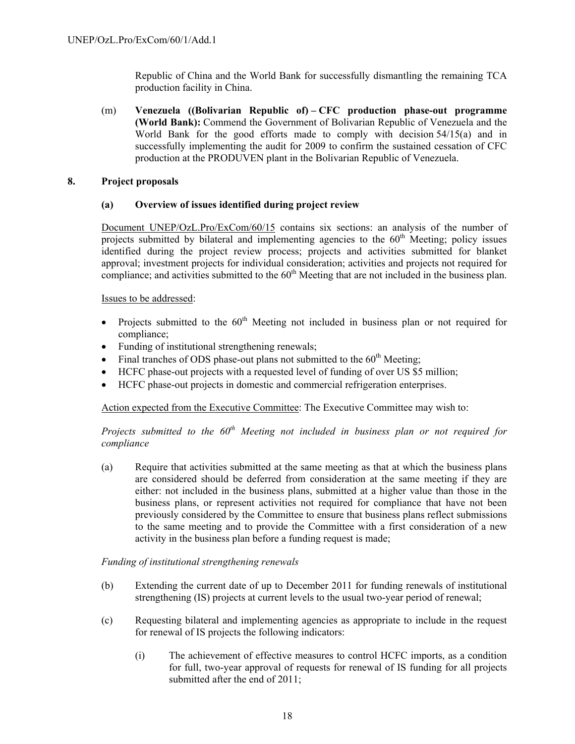Republic of China and the World Bank for successfully dismantling the remaining TCA production facility in China.

(m) **Venezuela ((Bolivarian Republic of) – CFC production phase-out programme (World Bank):** Commend the Government of Bolivarian Republic of Venezuela and the World Bank for the good efforts made to comply with decision 54/15(a) and in successfully implementing the audit for 2009 to confirm the sustained cessation of CFC production at the PRODUVEN plant in the Bolivarian Republic of Venezuela.

## 8. Project proposals

### (a) Overview of issues identified during project review

Document UNEP/OzL.Pro/ExCom/60/15 contains six sections: an analysis of the number of projects submitted by bilateral and implementing agencies to the 60th Meeting; policy issues identified during the project review process; projects and activities submitted for blanket approval; investment projects for individual consideration; activities and projects not required for compliance; and activities submitted to the 60th Meeting that are not included in the business plan.

Issues to be addressed:

- Projects submitted to the 60th Meeting not included in business plan or not required for compliance;
- Funding of institutional strengthening renewals;
- Final tranches of ODS phase-out plans not submitted to the 60th Meeting;
- HCFC phase-out projects with a requested level of funding of over US $5 million;
- HCFC phase-out projects in domestic and commercial refrigeration enterprises.

Action expected from the Executive Committee: The Executive Committee may wish to:

*Projects submitted to the 60th Meeting not included in business plan or not required for compliance*

(a) Require that activities submitted at the same meeting as that at which the business plans are considered should be deferred from consideration at the same meeting if they are either: not included in the business plans, submitted at a higher value than those in the business plans, or represent activities not required for compliance that have not been previously considered by the Committee to ensure that business plans reflect submissions to the same meeting and to provide the Committee with a first consideration of a new activity in the business plan before a funding request is made;

*Funding of institutional strengthening renewals*

(b) Extending the current date of up to December 2011 for funding renewals of institutional strengthening (IS) projects at current levels to the usual two-year period of renewal;

(c) Requesting bilateral and implementing agencies as appropriate to include in the request for renewal of IS projects the following indicators:

(i) The achievement of effective measures to control HCFC imports, as a condition for full, two-year approval of requests for renewal of IS funding for all projects submitted after the end of 2011;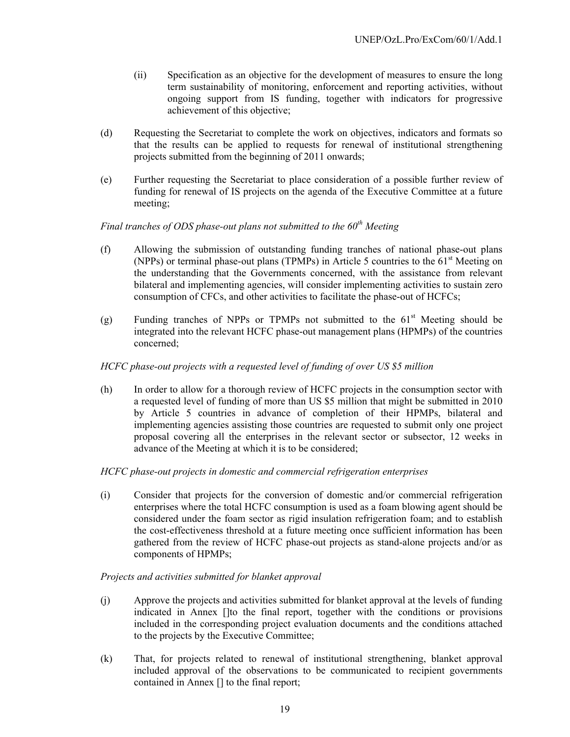(ii) Specification as an objective for the development of measures to ensure the long term sustainability of monitoring, enforcement and reporting activities, without ongoing support from IS funding, together with indicators for progressive achievement of this objective;

(d) Requesting the Secretariat to complete the work on objectives, indicators and formats so that the results can be applied to requests for renewal of institutional strengthening projects submitted from the beginning of 2011 onwards;

(e) Further requesting the Secretariat to place consideration of a possible further review of funding for renewal of IS projects on the agenda of the Executive Committee at a future meeting;

*Final tranches of ODS phase-out plans not submitted to the 60th Meeting*

(f) Allowing the submission of outstanding funding tranches of national phase-out plans (NPPs) or terminal phase-out plans (TPMPs) in Article 5 countries to the 61st Meeting on the understanding that the Governments concerned, with the assistance from relevant bilateral and implementing agencies, will consider implementing activities to sustain zero consumption of CFCs, and other activities to facilitate the phase-out of HCFCs;

(g) Funding tranches of NPPs or TPMPs not submitted to the 61st Meeting should be integrated into the relevant HCFC phase-out management plans (HPMPs) of the countries concerned;

*HCFC phase-out projects with a requested level of funding of over US $5 million*

(h) In order to allow for a thorough review of HCFC projects in the consumption sector with a requested level of funding of more than US $5 million that might be submitted in 2010 by Article 5 countries in advance of completion of their HPMPs, bilateral and implementing agencies assisting those countries are requested to submit only one project proposal covering all the enterprises in the relevant sector or subsector, 12 weeks in advance of the Meeting at which it is to be considered;

*HCFC phase-out projects in domestic and commercial refrigeration enterprises*

(i) Consider that projects for the conversion of domestic and/or commercial refrigeration enterprises where the total HCFC consumption is used as a foam blowing agent should be considered under the foam sector as rigid insulation refrigeration foam; and to establish the cost-effectiveness threshold at a future meeting once sufficient information has been gathered from the review of HCFC phase-out projects as stand-alone projects and/or as components of HPMPs;

*Projects and activities submitted for blanket approval*

(j) Approve the projects and activities submitted for blanket approval at the levels of funding indicated in Annex []to the final report, together with the conditions or provisions included in the corresponding project evaluation documents and the conditions attached to the projects by the Executive Committee;

(k) That, for projects related to renewal of institutional strengthening, blanket approval included approval of the observations to be communicated to recipient governments contained in Annex [] to the final report;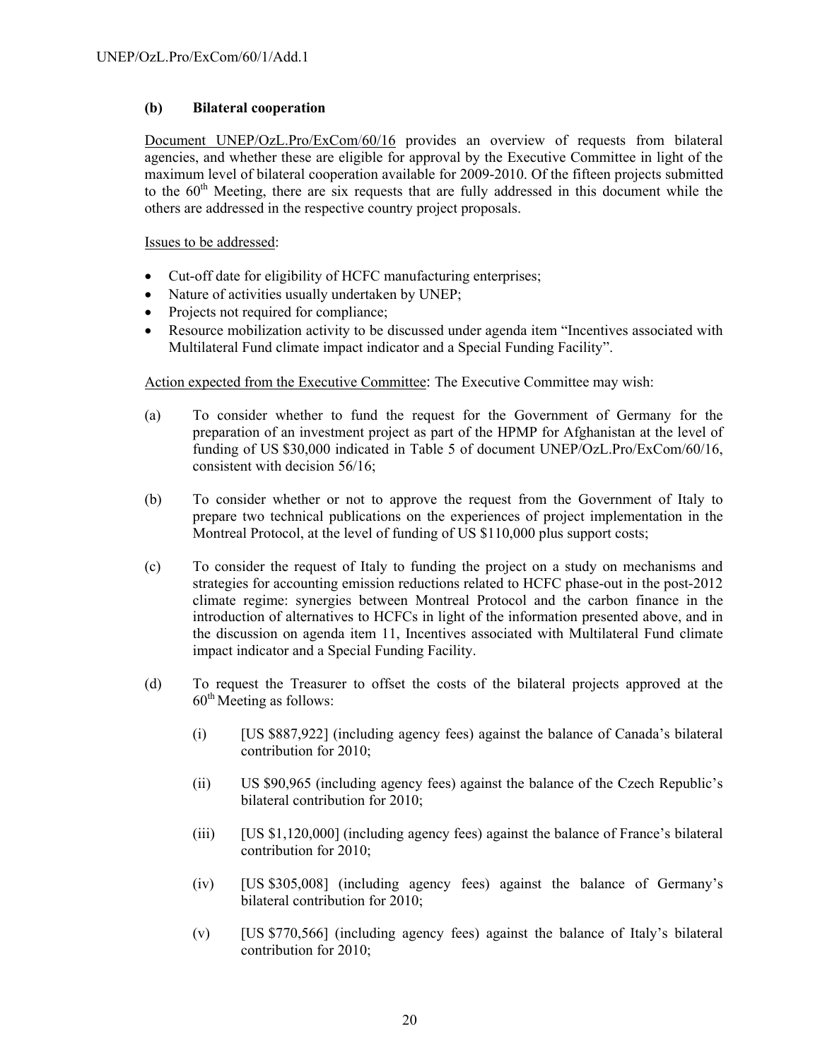**(b) Bilateral cooperation**

Document UNEP/OzL.Pro/ExCom/60/16 provides an overview of requests from bilateral agencies, and whether these are eligible for approval by the Executive Committee in light of the maximum level of bilateral cooperation available for 2009-2010. Of the fifteen projects submitted to the 60th Meeting, there are six requests that are fully addressed in this document while the others are addressed in the respective country project proposals.

Issues to be addressed:

- Cut-off date for eligibility of HCFC manufacturing enterprises;
- Nature of activities usually undertaken by UNEP;
- Projects not required for compliance;
- Resource mobilization activity to be discussed under agenda item "Incentives associated with Multilateral Fund climate impact indicator and a Special Funding Facility".

Action expected from the Executive Committee: The Executive Committee may wish:

(a) To consider whether to fund the request for the Government of Germany for the preparation of an investment project as part of the HPMP for Afghanistan at the level of funding of US $30,000 indicated in Table 5 of document UNEP/OzL.Pro/ExCom/60/16, consistent with decision 56/16;

(b) To consider whether or not to approve the request from the Government of Italy to prepare two technical publications on the experiences of project implementation in the Montreal Protocol, at the level of funding of US $110,000 plus support costs;

(c) To consider the request of Italy to funding the project on a study on mechanisms and strategies for accounting emission reductions related to HCFC phase-out in the post-2012 climate regime: synergies between Montreal Protocol and the carbon finance in the introduction of alternatives to HCFCs in light of the information presented above, and in the discussion on agenda item 11, Incentives associated with Multilateral Fund climate impact indicator and a Special Funding Facility.

(d) To request the Treasurer to offset the costs of the bilateral projects approved at the 60th Meeting as follows:

(i) [US $887,922] (including agency fees) against the balance of Canada's bilateral contribution for 2010;

(ii) US $90,965 (including agency fees) against the balance of the Czech Republic's bilateral contribution for 2010;

(iii) [US $1,120,000] (including agency fees) against the balance of France's bilateral contribution for 2010;

(iv) [US $305,008] (including agency fees) against the balance of Germany's bilateral contribution for 2010;

(v) [US $770,566] (including agency fees) against the balance of Italy's bilateral contribution for 2010;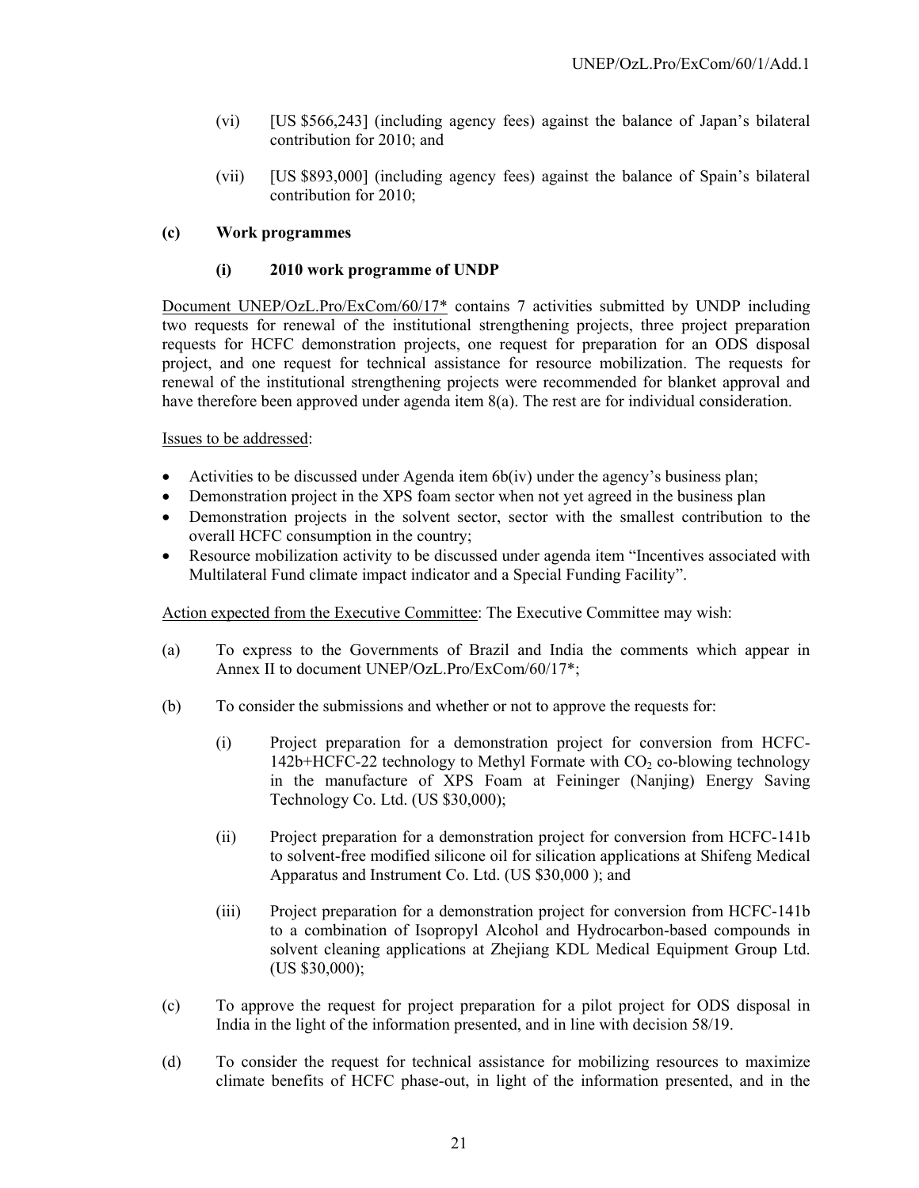(vi) [US $566,243] (including agency fees) against the balance of Japan's bilateral contribution for 2010; and

(vii) [US $893,000] (including agency fees) against the balance of Spain's bilateral contribution for 2010;

**(c) Work programmes**

**(i) 2010 work programme of UNDP**

Document UNEP/OzL.Pro/ExCom/60/17* contains 7 activities submitted by UNDP including two requests for renewal of the institutional strengthening projects, three project preparation requests for HCFC demonstration projects, one request for preparation for an ODS disposal project, and one request for technical assistance for resource mobilization. The requests for renewal of the institutional strengthening projects were recommended for blanket approval and have therefore been approved under agenda item 8(a). The rest are for individual consideration.

Issues to be addressed:

- Activities to be discussed under Agenda item 6b(iv) under the agency's business plan;
- Demonstration project in the XPS foam sector when not yet agreed in the business plan
- Demonstration projects in the solvent sector, sector with the smallest contribution to the overall HCFC consumption in the country;
- Resource mobilization activity to be discussed under agenda item "Incentives associated with Multilateral Fund climate impact indicator and a Special Funding Facility".

Action expected from the Executive Committee: The Executive Committee may wish:

(a) To express to the Governments of Brazil and India the comments which appear in Annex II to document UNEP/OzL.Pro/ExCom/60/17*;

(b) To consider the submissions and whether or not to approve the requests for:

(i) Project preparation for a demonstration project for conversion from HCFC-142b+HCFC-22 technology to Methyl Formate with $CO_2$ co-blowing technology in the manufacture of XPS Foam at Feininger (Nanjing) Energy Saving Technology Co. Ltd. (US $30,000);

(ii) Project preparation for a demonstration project for conversion from HCFC-141b to solvent-free modified silicone oil for silication applications at Shifeng Medical Apparatus and Instrument Co. Ltd. (US $30,000 ); and

(iii) Project preparation for a demonstration project for conversion from HCFC-141b to a combination of Isopropyl Alcohol and Hydrocarbon-based compounds in solvent cleaning applications at Zhejiang KDL Medical Equipment Group Ltd. (US $30,000);

(c) To approve the request for project preparation for a pilot project for ODS disposal in India in the light of the information presented, and in line with decision 58/19.

(d) To consider the request for technical assistance for mobilizing resources to maximize climate benefits of HCFC phase-out, in light of the information presented, and in the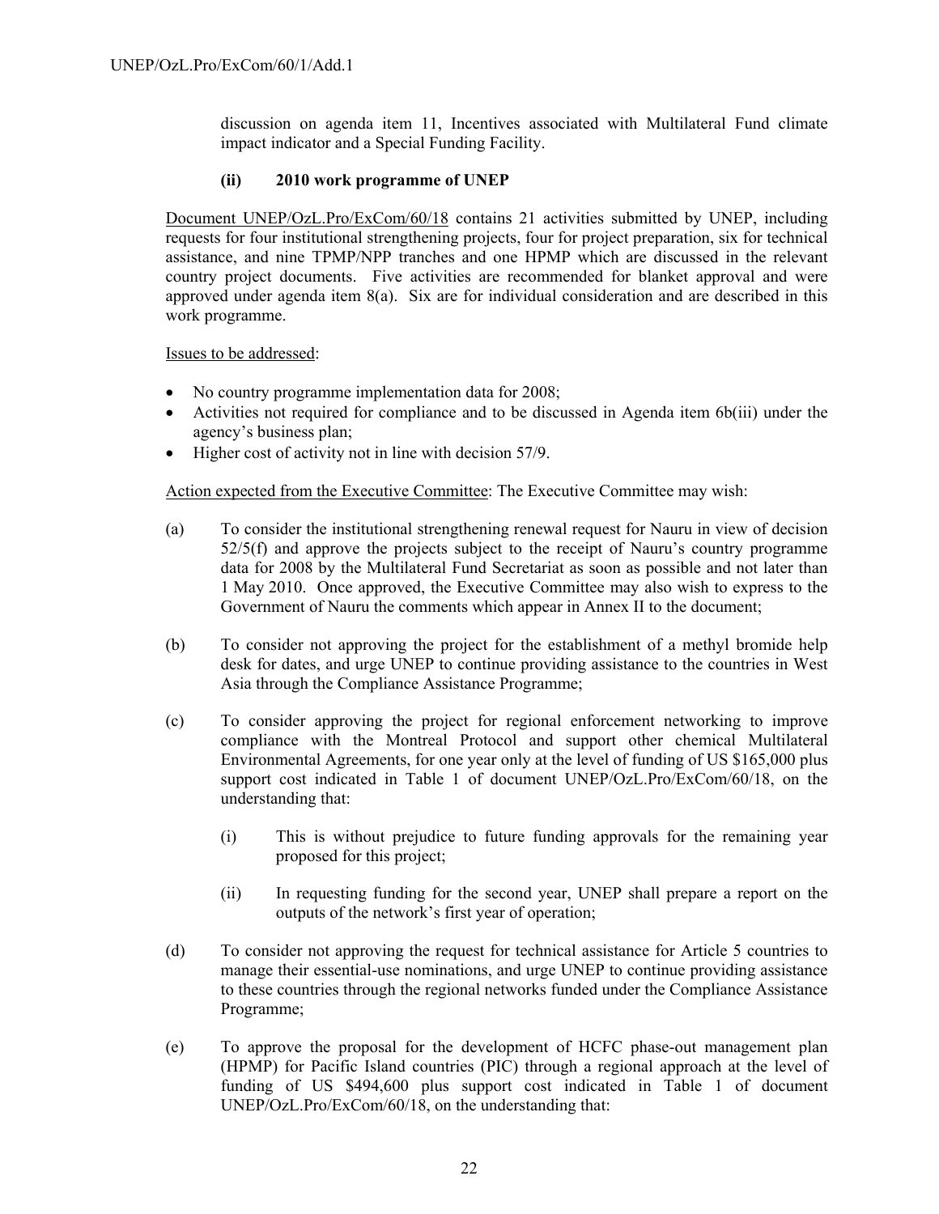discussion on agenda item 11, Incentives associated with Multilateral Fund climate impact indicator and a Special Funding Facility.

**(ii) 2010 work programme of UNEP**

Document UNEP/OzL.Pro/ExCom/60/18 contains 21 activities submitted by UNEP, including requests for four institutional strengthening projects, four for project preparation, six for technical assistance, and nine TPMP/NPP tranches and one HPMP which are discussed in the relevant country project documents. Five activities are recommended for blanket approval and were approved under agenda item 8(a). Six are for individual consideration and are described in this work programme.

Issues to be addressed:

- No country programme implementation data for 2008;
- Activities not required for compliance and to be discussed in Agenda item 6b(iii) under the agency's business plan;
- Higher cost of activity not in line with decision 57/9.

Action expected from the Executive Committee: The Executive Committee may wish:

(a) To consider the institutional strengthening renewal request for Nauru in view of decision 52/5(f) and approve the projects subject to the receipt of Nauru's country programme data for 2008 by the Multilateral Fund Secretariat as soon as possible and not later than 1 May 2010. Once approved, the Executive Committee may also wish to express to the Government of Nauru the comments which appear in Annex II to the document;

(b) To consider not approving the project for the establishment of a methyl bromide help desk for dates, and urge UNEP to continue providing assistance to the countries in West Asia through the Compliance Assistance Programme;

(c) To consider approving the project for regional enforcement networking to improve compliance with the Montreal Protocol and support other chemical Multilateral Environmental Agreements, for one year only at the level of funding of US $165,000 plus support cost indicated in Table 1 of document UNEP/OzL.Pro/ExCom/60/18, on the understanding that:

    (i) This is without prejudice to future funding approvals for the remaining year proposed for this project;

    (ii) In requesting funding for the second year, UNEP shall prepare a report on the outputs of the network's first year of operation;

(d) To consider not approving the request for technical assistance for Article 5 countries to manage their essential-use nominations, and urge UNEP to continue providing assistance to these countries through the regional networks funded under the Compliance Assistance Programme;

(e) To approve the proposal for the development of HCFC phase-out management plan (HPMP) for Pacific Island countries (PIC) through a regional approach at the level of funding of US $494,600 plus support cost indicated in Table 1 of document UNEP/OzL.Pro/ExCom/60/18, on the understanding that: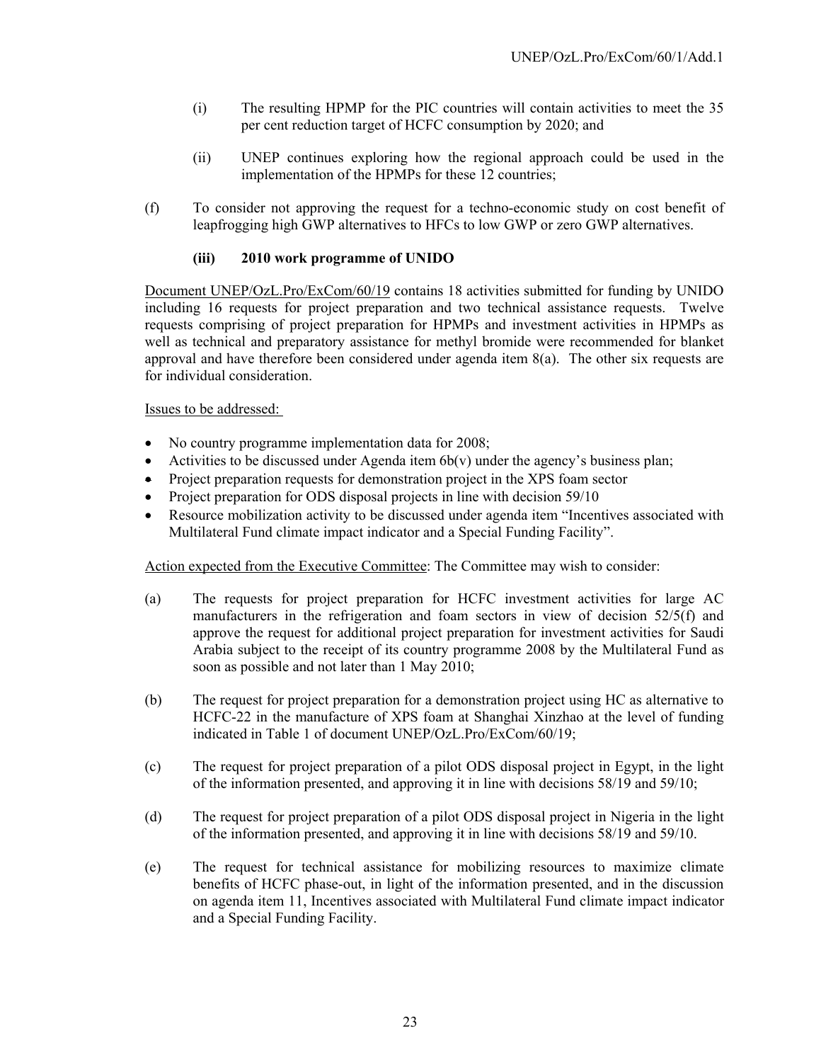(i) The resulting HPMP for the PIC countries will contain activities to meet the 35 per cent reduction target of HCFC consumption by 2020; and

(ii) UNEP continues exploring how the regional approach could be used in the implementation of the HPMPs for these 12 countries;

(f) To consider not approving the request for a techno-economic study on cost benefit of leapfrogging high GWP alternatives to HFCs to low GWP or zero GWP alternatives.

### (iii) 2010 work programme of UNIDO

Document UNEP/OzL.Pro/ExCom/60/19 contains 18 activities submitted for funding by UNIDO including 16 requests for project preparation and two technical assistance requests. Twelve requests comprising of project preparation for HPMPs and investment activities in HPMPs as well as technical and preparatory assistance for methyl bromide were recommended for blanket approval and have therefore been considered under agenda item 8(a). The other six requests are for individual consideration.

Issues to be addressed:

- No country programme implementation data for 2008;
- Activities to be discussed under Agenda item 6b(v) under the agency's business plan;
- Project preparation requests for demonstration project in the XPS foam sector
- Project preparation for ODS disposal projects in line with decision 59/10
- Resource mobilization activity to be discussed under agenda item "Incentives associated with Multilateral Fund climate impact indicator and a Special Funding Facility".

Action expected from the Executive Committee: The Committee may wish to consider:

(a) The requests for project preparation for HCFC investment activities for large AC manufacturers in the refrigeration and foam sectors in view of decision 52/5(f) and approve the request for additional project preparation for investment activities for Saudi Arabia subject to the receipt of its country programme 2008 by the Multilateral Fund as soon as possible and not later than 1 May 2010;

(b) The request for project preparation for a demonstration project using HC as alternative to HCFC-22 in the manufacture of XPS foam at Shanghai Xinzhao at the level of funding indicated in Table 1 of document UNEP/OzL.Pro/ExCom/60/19;

(c) The request for project preparation of a pilot ODS disposal project in Egypt, in the light of the information presented, and approving it in line with decisions 58/19 and 59/10;

(d) The request for project preparation of a pilot ODS disposal project in Nigeria in the light of the information presented, and approving it in line with decisions 58/19 and 59/10.

(e) The request for technical assistance for mobilizing resources to maximize climate benefits of HCFC phase-out, in light of the information presented, and in the discussion on agenda item 11, Incentives associated with Multilateral Fund climate impact indicator and a Special Funding Facility.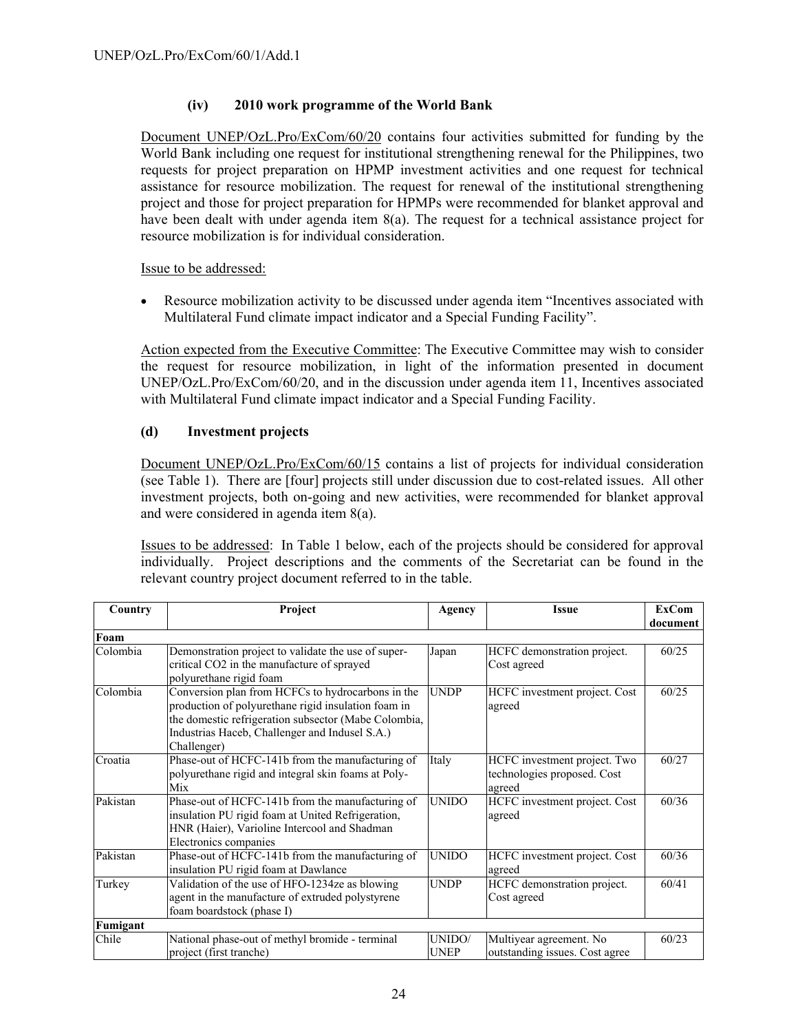### (iv) 2010 work programme of the World Bank

Document UNEP/OzL.Pro/ExCom/60/20 contains four activities submitted for funding by the World Bank including one request for institutional strengthening renewal for the Philippines, two requests for project preparation on HPMP investment activities and one request for technical assistance for resource mobilization. The request for renewal of the institutional strengthening project and those for project preparation for HPMPs were recommended for blanket approval and have been dealt with under agenda item 8(a). The request for a technical assistance project for resource mobilization is for individual consideration.

Issue to be addressed:

- Resource mobilization activity to be discussed under agenda item "Incentives associated with Multilateral Fund climate impact indicator and a Special Funding Facility".

Action expected from the Executive Committee: The Executive Committee may wish to consider the request for resource mobilization, in light of the information presented in document UNEP/OzL.Pro/ExCom/60/20, and in the discussion under agenda item 11, Incentives associated with Multilateral Fund climate impact indicator and a Special Funding Facility.

### (d) Investment projects

Document UNEP/OzL.Pro/ExCom/60/15 contains a list of projects for individual consideration (see Table 1). There are [four] projects still under discussion due to cost-related issues. All other investment projects, both on-going and new activities, were recommended for blanket approval and were considered in agenda item 8(a).

Issues to be addressed: In Table 1 below, each of the projects should be considered for approval individually. Project descriptions and the comments of the Secretariat can be found in the relevant country project document referred to in the table.

| Country | Project | Agency | Issue | ExCom document |
|---|---|---|---|---|
| **Foam** | | | | |
| Colombia | Demonstration project to validate the use of super-critical CO2 in the manufacture of sprayed polyurethane rigid foam | Japan | HCFC demonstration project. Cost agreed | 60/25 |
| Colombia | Conversion plan from HCFCs to hydrocarbons in the production of polyurethane rigid insulation foam in the domestic refrigeration subsector (Mabe Colombia, Industrias Haceb, Challenger and Indusel S.A.) Challenger) | UNDP | HCFC investment project. Cost agreed | 60/25 |
| Croatia | Phase-out of HCFC-141b from the manufacturing of polyurethane rigid and integral skin foams at Poly-Mix | Italy | HCFC investment project. Two technologies proposed. Cost agreed | 60/27 |
| Pakistan | Phase-out of HCFC-141b from the manufacturing of insulation PU rigid foam at United Refrigeration, HNR (Haier), Varioline Intercool and Shadman Electronics companies | UNIDO | HCFC investment project. Cost agreed | 60/36 |
| Pakistan | Phase-out of HCFC-141b from the manufacturing of insulation PU rigid foam at Dawlance | UNIDO | HCFC investment project. Cost agreed | 60/36 |
| Turkey | Validation of the use of HFO-1234ze as blowing agent in the manufacture of extruded polystyrene foam boardstock (phase I) | UNDP | HCFC demonstration project. Cost agreed | 60/41 |
| **Fumigant** | | | | |
| Chile | National phase-out of methyl bromide - terminal project (first tranche) | UNIDO/ UNEP | Multiyear agreement. No outstanding issues. Cost agree | 60/23 |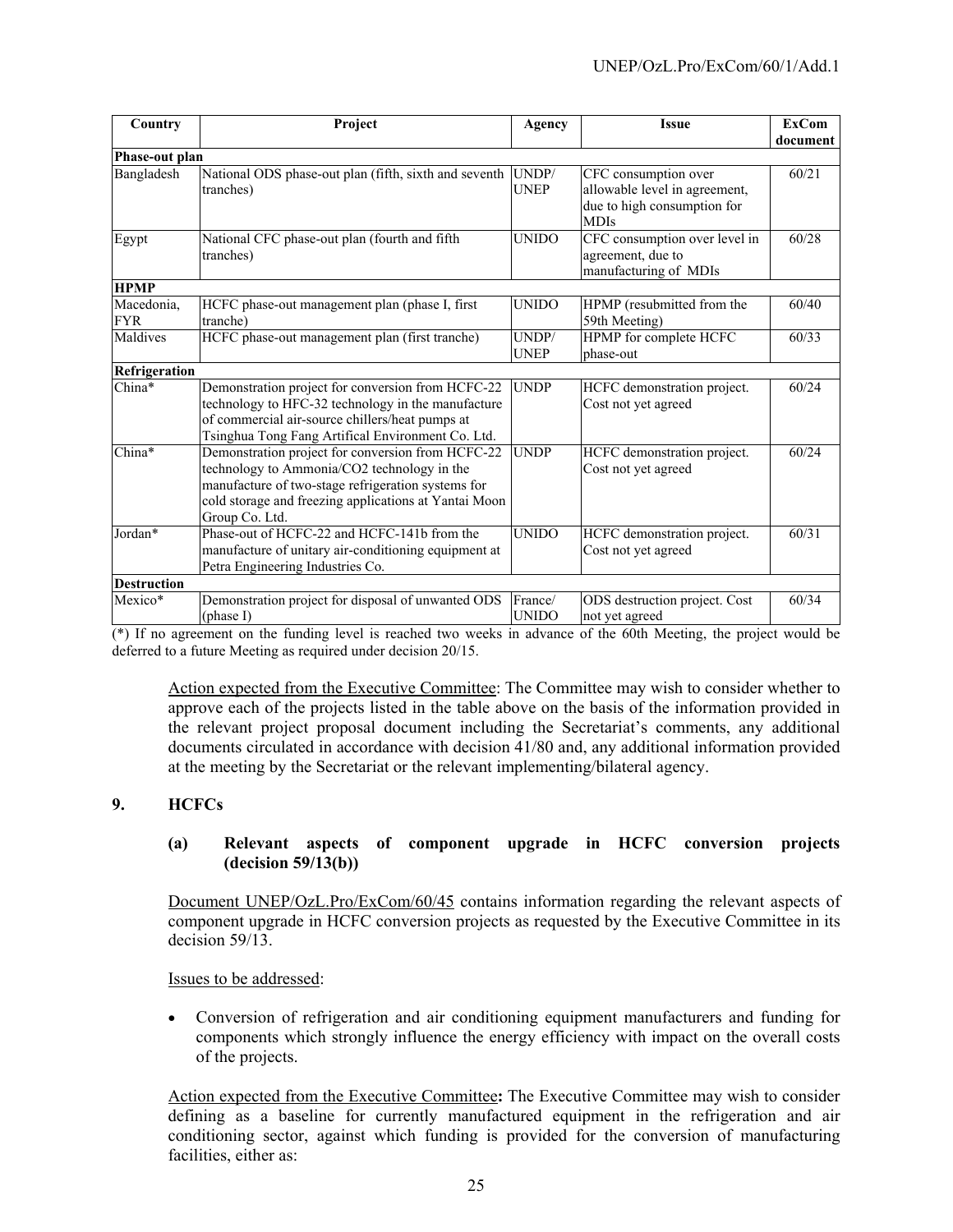| Country | Project | Agency | Issue | ExCom document |
|---|---|---|---|---|
| **Phase-out plan** | | | | |
| Bangladesh | National ODS phase-out plan (fifth, sixth and seventh tranches) | UNDP/ UNEP | CFC consumption over allowable level in agreement, due to high consumption for MDIs | 60/21 |
| Egypt | National CFC phase-out plan (fourth and fifth tranches) | UNIDO | CFC consumption over level in agreement, due to manufacturing of MDIs | 60/28 |
| **HPMP** | | | | |
| Macedonia, FYR | HCFC phase-out management plan (phase I, first tranche) | UNIDO | HPMP (resubmitted from the 59th Meeting) | 60/40 |
| Maldives | HCFC phase-out management plan (first tranche) | UNDP/ UNEP | HPMP for complete HCFC phase-out | 60/33 |
| **Refrigeration** | | | | |
| China* | Demonstration project for conversion from HCFC-22 technology to HFC-32 technology in the manufacture of commercial air-source chillers/heat pumps at Tsinghua Tong Fang Artifical Environment Co. Ltd. | UNDP | HCFC demonstration project. Cost not yet agreed | 60/24 |
| China* | Demonstration project for conversion from HCFC-22 technology to Ammonia/CO2 technology in the manufacture of two-stage refrigeration systems for cold storage and freezing applications at Yantai Moon Group Co. Ltd. | UNDP | HCFC demonstration project. Cost not yet agreed | 60/24 |
| Jordan* | Phase-out of HCFC-22 and HCFC-141b from the manufacture of unitary air-conditioning equipment at Petra Engineering Industries Co. | UNIDO | HCFC demonstration project. Cost not yet agreed | 60/31 |
| **Destruction** | | | | |
| Mexico* | Demonstration project for disposal of unwanted ODS (phase I) | France/ UNIDO | ODS destruction project. Cost not yet agreed | 60/34 |

(*) If no agreement on the funding level is reached two weeks in advance of the 60th Meeting, the project would be deferred to a future Meeting as required under decision 20/15.

Action expected from the Executive Committee: The Committee may wish to consider whether to approve each of the projects listed in the table above on the basis of the information provided in the relevant project proposal document including the Secretariat's comments, any additional documents circulated in accordance with decision 41/80 and, any additional information provided at the meeting by the Secretariat or the relevant implementing/bilateral agency.

## 9. HCFCs

### (a) Relevant aspects of component upgrade in HCFC conversion projects (decision 59/13(b))

Document UNEP/OzL.Pro/ExCom/60/45 contains information regarding the relevant aspects of component upgrade in HCFC conversion projects as requested by the Executive Committee in its decision 59/13.

Issues to be addressed:

- Conversion of refrigeration and air conditioning equipment manufacturers and funding for components which strongly influence the energy efficiency with impact on the overall costs of the projects.

Action expected from the Executive Committee**:** The Executive Committee may wish to consider defining as a baseline for currently manufactured equipment in the refrigeration and air conditioning sector, against which funding is provided for the conversion of manufacturing facilities, either as: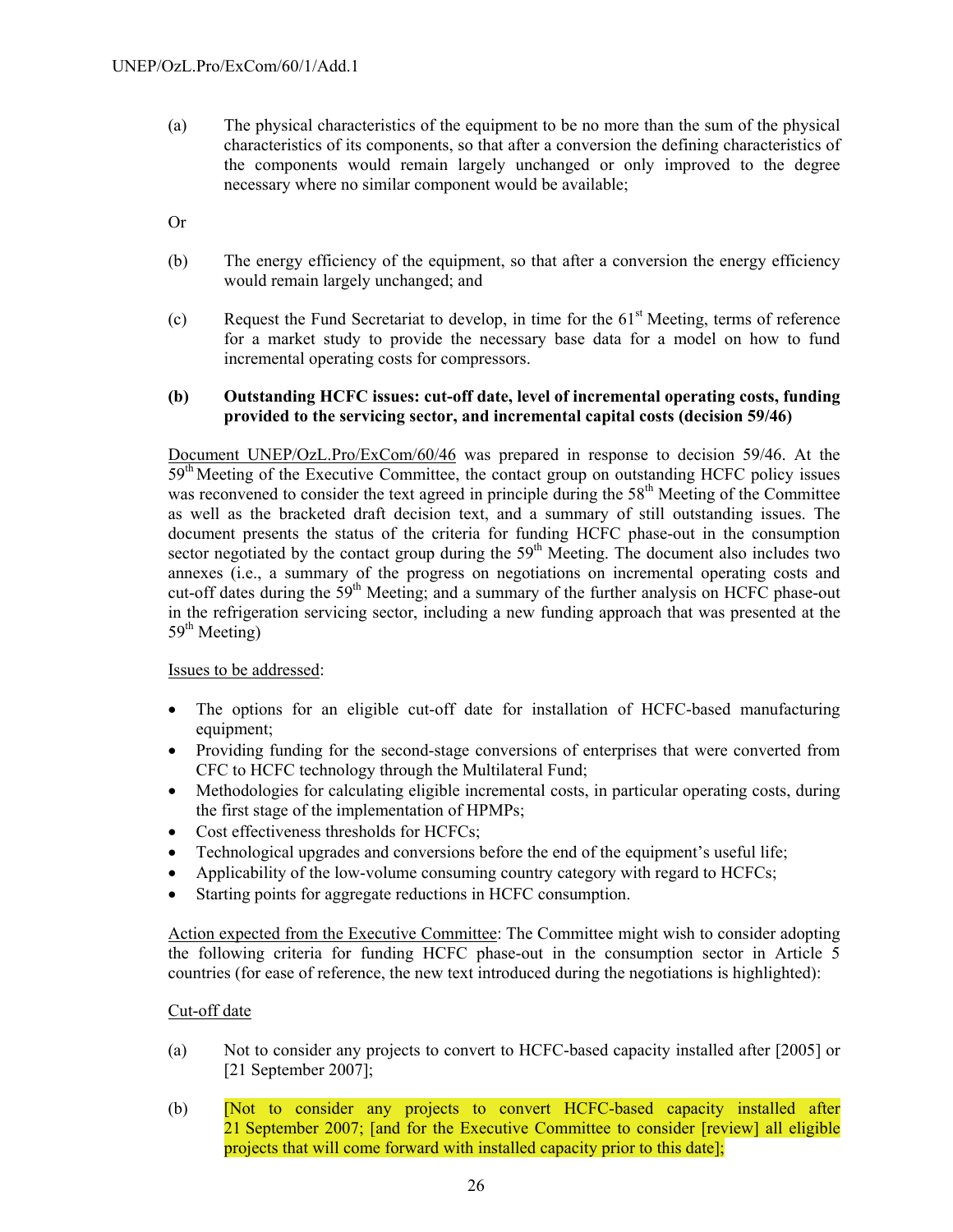(a) The physical characteristics of the equipment to be no more than the sum of the physical characteristics of its components, so that after a conversion the defining characteristics of the components would remain largely unchanged or only improved to the degree necessary where no similar component would be available;

Or

(b) The energy efficiency of the equipment, so that after a conversion the energy efficiency would remain largely unchanged; and

(c) Request the Fund Secretariat to develop, in time for the 61st Meeting, terms of reference for a market study to provide the necessary base data for a model on how to fund incremental operating costs for compressors.

**(b) Outstanding HCFC issues: cut-off date, level of incremental operating costs, funding provided to the servicing sector, and incremental capital costs (decision 59/46)**

Document UNEP/OzL.Pro/ExCom/60/46 was prepared in response to decision 59/46. At the 59th Meeting of the Executive Committee, the contact group on outstanding HCFC policy issues was reconvened to consider the text agreed in principle during the 58th Meeting of the Committee as well as the bracketed draft decision text, and a summary of still outstanding issues. The document presents the status of the criteria for funding HCFC phase-out in the consumption sector negotiated by the contact group during the 59th Meeting. The document also includes two annexes (i.e., a summary of the progress on negotiations on incremental operating costs and cut-off dates during the 59th Meeting; and a summary of the further analysis on HCFC phase-out in the refrigeration servicing sector, including a new funding approach that was presented at the 59th Meeting)

Issues to be addressed:

- The options for an eligible cut-off date for installation of HCFC-based manufacturing equipment;
- Providing funding for the second-stage conversions of enterprises that were converted from CFC to HCFC technology through the Multilateral Fund;
- Methodologies for calculating eligible incremental costs, in particular operating costs, during the first stage of the implementation of HPMPs;
- Cost effectiveness thresholds for HCFCs;
- Technological upgrades and conversions before the end of the equipment's useful life;
- Applicability of the low-volume consuming country category with regard to HCFCs;
- Starting points for aggregate reductions in HCFC consumption.

Action expected from the Executive Committee: The Committee might wish to consider adopting the following criteria for funding HCFC phase-out in the consumption sector in Article 5 countries (for ease of reference, the new text introduced during the negotiations is highlighted):

Cut-off date

(a) Not to consider any projects to convert to HCFC-based capacity installed after [2005] or [21 September 2007];

(b) [Not to consider any projects to convert HCFC-based capacity installed after 21 September 2007; [and for the Executive Committee to consider [review] all eligible projects that will come forward with installed capacity prior to this date];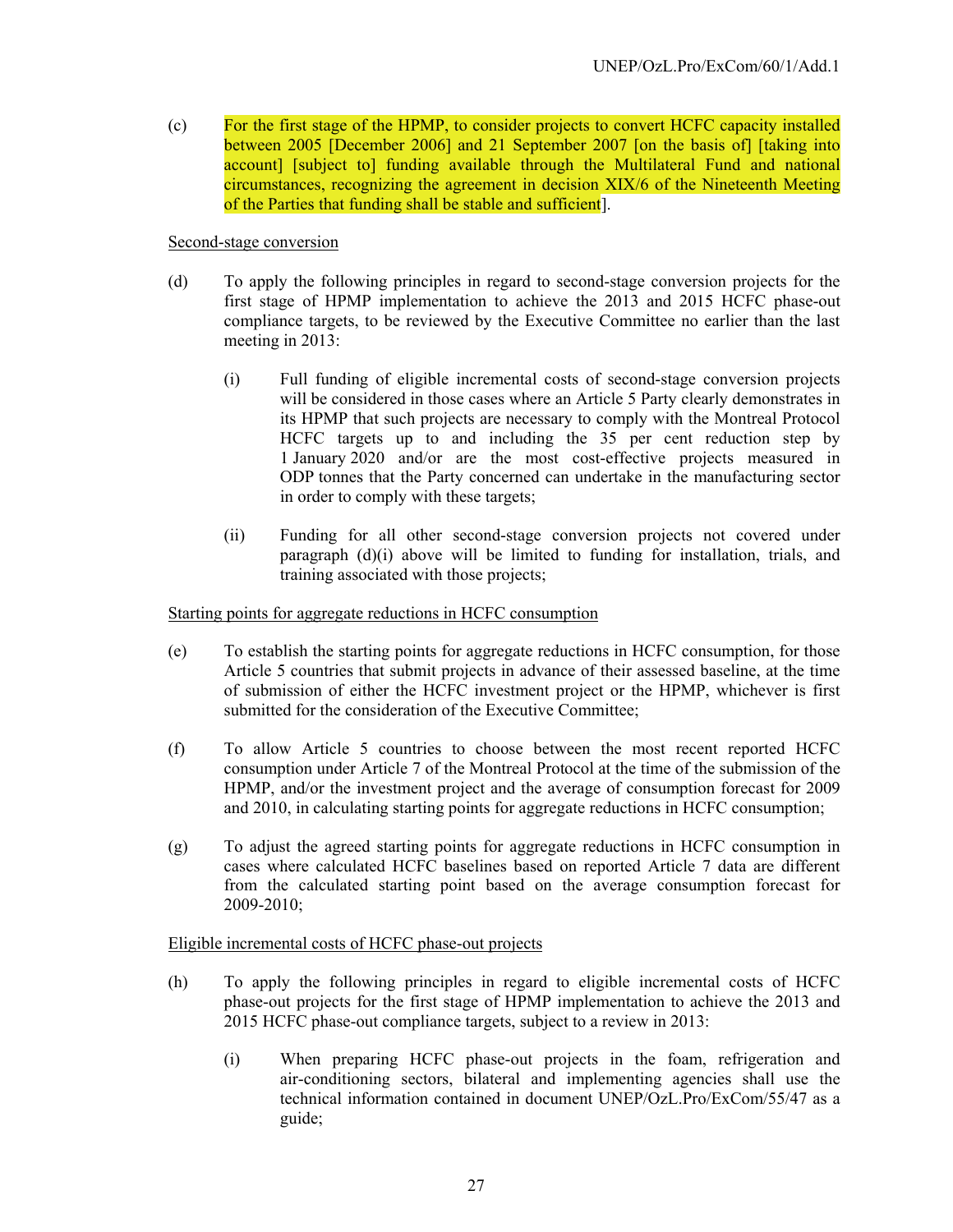(c) For the first stage of the HPMP, to consider projects to convert HCFC capacity installed between 2005 [December 2006] and 21 September 2007 [on the basis of] [taking into account] [subject to] funding available through the Multilateral Fund and national circumstances, recognizing the agreement in decision XIX/6 of the Nineteenth Meeting of the Parties that funding shall be stable and sufficient].

Second-stage conversion

(d) To apply the following principles in regard to second-stage conversion projects for the first stage of HPMP implementation to achieve the 2013 and 2015 HCFC phase-out compliance targets, to be reviewed by the Executive Committee no earlier than the last meeting in 2013:

(i) Full funding of eligible incremental costs of second-stage conversion projects will be considered in those cases where an Article 5 Party clearly demonstrates in its HPMP that such projects are necessary to comply with the Montreal Protocol HCFC targets up to and including the 35 per cent reduction step by 1 January 2020 and/or are the most cost-effective projects measured in ODP tonnes that the Party concerned can undertake in the manufacturing sector in order to comply with these targets;

(ii) Funding for all other second-stage conversion projects not covered under paragraph (d)(i) above will be limited to funding for installation, trials, and training associated with those projects;

Starting points for aggregate reductions in HCFC consumption

(e) To establish the starting points for aggregate reductions in HCFC consumption, for those Article 5 countries that submit projects in advance of their assessed baseline, at the time of submission of either the HCFC investment project or the HPMP, whichever is first submitted for the consideration of the Executive Committee;

(f) To allow Article 5 countries to choose between the most recent reported HCFC consumption under Article 7 of the Montreal Protocol at the time of the submission of the HPMP, and/or the investment project and the average of consumption forecast for 2009 and 2010, in calculating starting points for aggregate reductions in HCFC consumption;

(g) To adjust the agreed starting points for aggregate reductions in HCFC consumption in cases where calculated HCFC baselines based on reported Article 7 data are different from the calculated starting point based on the average consumption forecast for 2009-2010;

Eligible incremental costs of HCFC phase-out projects

(h) To apply the following principles in regard to eligible incremental costs of HCFC phase-out projects for the first stage of HPMP implementation to achieve the 2013 and 2015 HCFC phase-out compliance targets, subject to a review in 2013:

(i) When preparing HCFC phase-out projects in the foam, refrigeration and air-conditioning sectors, bilateral and implementing agencies shall use the technical information contained in document UNEP/OzL.Pro/ExCom/55/47 as a guide;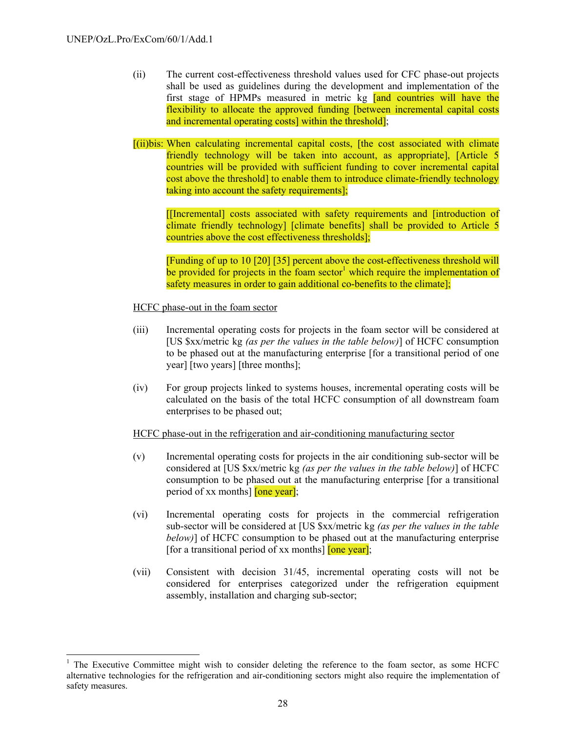(ii) The current cost-effectiveness threshold values used for CFC phase-out projects shall be used as guidelines during the development and implementation of the first stage of HPMPs measured in metric kg [and countries will have the flexibility to allocate the approved funding [between incremental capital costs and incremental operating costs] within the threshold];

[(ii)bis: When calculating incremental capital costs, [the cost associated with climate friendly technology will be taken into account, as appropriate], [Article 5 countries will be provided with sufficient funding to cover incremental capital cost above the threshold] to enable them to introduce climate-friendly technology taking into account the safety requirements];

[[Incremental] costs associated with safety requirements and [introduction of climate friendly technology] [climate benefits] shall be provided to Article 5 countries above the cost effectiveness thresholds];

[Funding of up to 10 [20] [35] percent above the cost-effectiveness threshold will be provided for projects in the foam sector[1] which require the implementation of safety measures in order to gain additional co-benefits to the climate];

HCFC phase-out in the foam sector

(iii) Incremental operating costs for projects in the foam sector will be considered at [US $xx/metric kg *(as per the values in the table below)*] of HCFC consumption to be phased out at the manufacturing enterprise [for a transitional period of one year] [two years] [three months];

(iv) For group projects linked to systems houses, incremental operating costs will be calculated on the basis of the total HCFC consumption of all downstream foam enterprises to be phased out;

HCFC phase-out in the refrigeration and air-conditioning manufacturing sector

(v) Incremental operating costs for projects in the air conditioning sub-sector will be considered at [US $xx/metric kg *(as per the values in the table below)*] of HCFC consumption to be phased out at the manufacturing enterprise [for a transitional period of xx months] [one year];

(vi) Incremental operating costs for projects in the commercial refrigeration sub-sector will be considered at [US $xx/metric kg *(as per the values in the table below)*] of HCFC consumption to be phased out at the manufacturing enterprise [for a transitional period of xx months] [one year];

(vii) Consistent with decision 31/45, incremental operating costs will not be considered for enterprises categorized under the refrigeration equipment assembly, installation and charging sub-sector;

---

[1] The Executive Committee might wish to consider deleting the reference to the foam sector, as some HCFC alternative technologies for the refrigeration and air-conditioning sectors might also require the implementation of safety measures.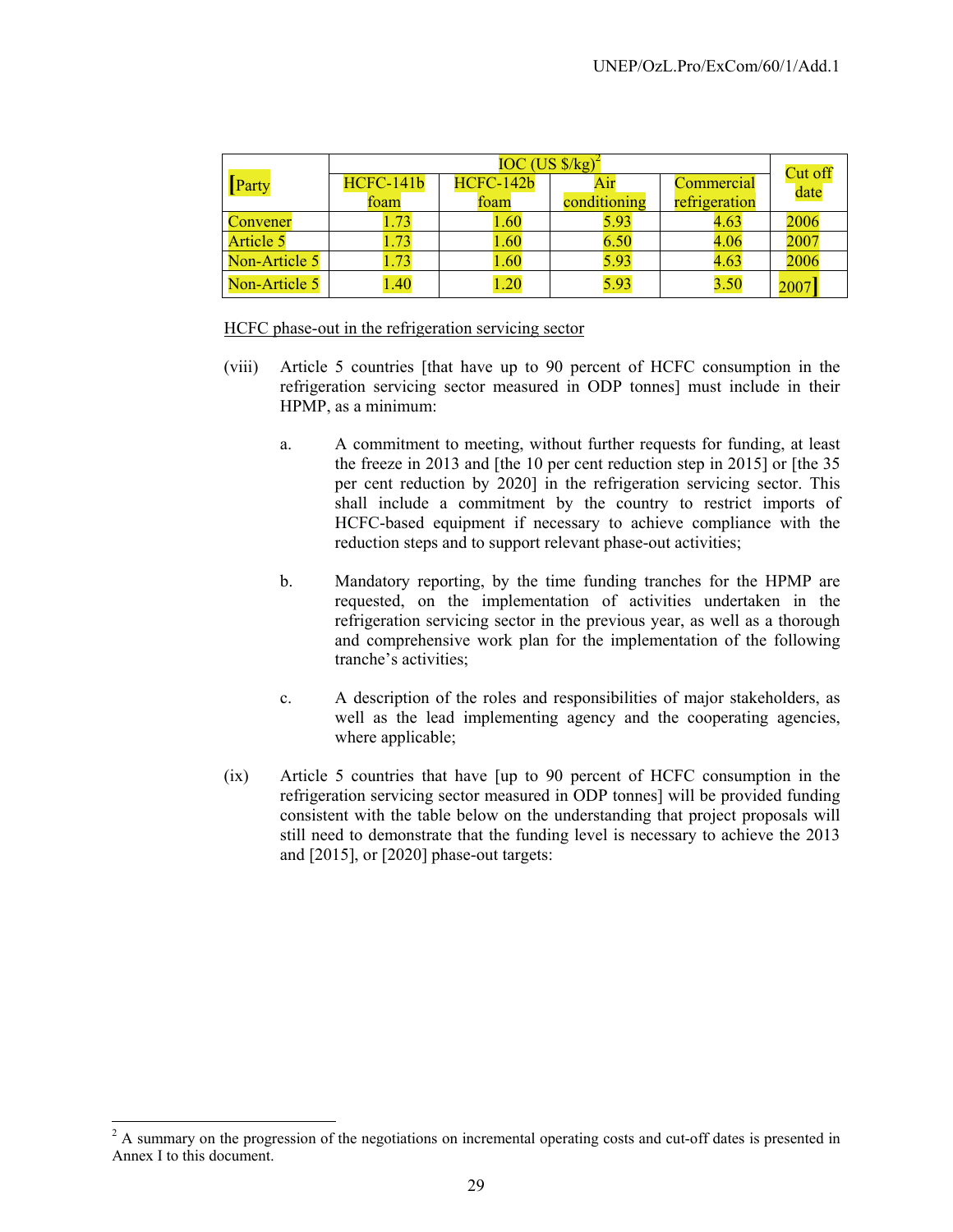| [Party | IOC (US $/kg)[2] | | | | Cut off date |
|---|---|---|---|---|---|
| | HCFC-141b foam | HCFC-142b foam | Air conditioning | Commercial refrigeration | |
| Convener | 1.73 | 1.60 | 5.93 | 4.63 | 2006 |
| Article 5 | 1.73 | 1.60 | 6.50 | 4.06 | 2007 |
| Non-Article 5 | 1.73 | 1.60 | 5.93 | 4.63 | 2006 |
| Non-Article 5 | 1.40 | 1.20 | 5.93 | 3.50 | 2007] |

HCFC phase-out in the refrigeration servicing sector

(viii) Article 5 countries [that have up to 90 percent of HCFC consumption in the refrigeration servicing sector measured in ODP tonnes] must include in their HPMP, as a minimum:

a. A commitment to meeting, without further requests for funding, at least the freeze in 2013 and [the 10 per cent reduction step in 2015] or [the 35 per cent reduction by 2020] in the refrigeration servicing sector. This shall include a commitment by the country to restrict imports of HCFC-based equipment if necessary to achieve compliance with the reduction steps and to support relevant phase-out activities;

b. Mandatory reporting, by the time funding tranches for the HPMP are requested, on the implementation of activities undertaken in the refrigeration servicing sector in the previous year, as well as a thorough and comprehensive work plan for the implementation of the following tranche's activities;

c. A description of the roles and responsibilities of major stakeholders, as well as the lead implementing agency and the cooperating agencies, where applicable;

(ix) Article 5 countries that have [up to 90 percent of HCFC consumption in the refrigeration servicing sector measured in ODP tonnes] will be provided funding consistent with the table below on the understanding that project proposals will still need to demonstrate that the funding level is necessary to achieve the 2013 and [2015], or [2020] phase-out targets:

[2] A summary on the progression of the negotiations on incremental operating costs and cut-off dates is presented in Annex I to this document.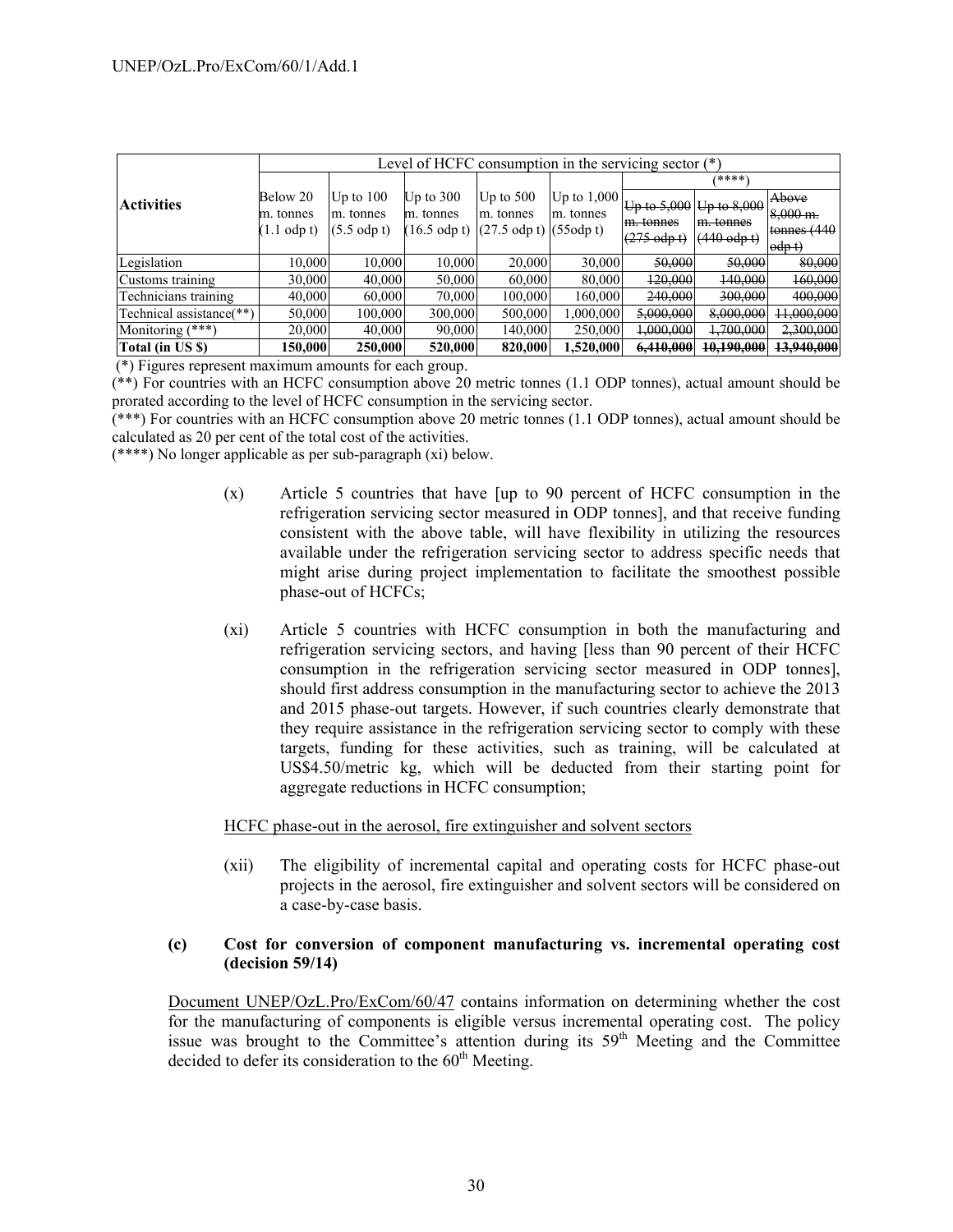| Activities | Level of HCFC consumption in the servicing sector (*) | | | | | | | |
|---|---|---|---|---|---|---|---|---|
| | | | | | | (****) | | |
| | Below 20 m. tonnes (1.1 odp t) | Up to 100 m. tonnes (5.5 odp t) | Up to 300 m. tonnes (16.5 odp t) | Up to 500 m. tonnes (27.5 odp t) | Up to 1,000 m. tonnes (55odp t) | ~~Up to 5,000 m. tonnes (275 odp t)~~ | ~~Up to 8,000 m. tonnes (440 odp t)~~ | ~~Above 8,000 m. tonnes (440 odp t)~~ |
| Legislation | 10,000 | 10,000 | 10,000 | 20,000 | 30,000 | ~~50,000~~ | ~~50,000~~ | ~~80,000~~ |
| Customs training | 30,000 | 40,000 | 50,000 | 60,000 | 80,000 | ~~120,000~~ | ~~140,000~~ | ~~160,000~~ |
| Technicians training | 40,000 | 60,000 | 70,000 | 100,000 | 160,000 | ~~240,000~~ | ~~300,000~~ | ~~400,000~~ |
| Technical assistance(**) | 50,000 | 100,000 | 300,000 | 500,000 | 1,000,000 | ~~5,000,000~~ | ~~8,000,000~~ | ~~11,000,000~~ |
| Monitoring (***) | 20,000 | 40,000 | 90,000 | 140,000 | 250,000 | ~~1,000,000~~ | ~~1,700,000~~ | ~~2,300,000~~ |
| **Total (in US $)** | **150,000** | **250,000** | **520,000** | **820,000** | **1,520,000** | ~~**6,410,000**~~ | ~~**10,190,000**~~ | ~~**13,940,000**~~ |

(*) Figures represent maximum amounts for each group.
(**) For countries with an HCFC consumption above 20 metric tonnes (1.1 ODP tonnes), actual amount should be prorated according to the level of HCFC consumption in the servicing sector.
(***) For countries with an HCFC consumption above 20 metric tonnes (1.1 ODP tonnes), actual amount should be calculated as 20 per cent of the total cost of the activities.
(****) No longer applicable as per sub-paragraph (xi) below.

(x) Article 5 countries that have [up to 90 percent of HCFC consumption in the refrigeration servicing sector measured in ODP tonnes], and that receive funding consistent with the above table, will have flexibility in utilizing the resources available under the refrigeration servicing sector to address specific needs that might arise during project implementation to facilitate the smoothest possible phase-out of HCFCs;

(xi) Article 5 countries with HCFC consumption in both the manufacturing and refrigeration servicing sectors, and having [less than 90 percent of their HCFC consumption in the refrigeration servicing sector measured in ODP tonnes], should first address consumption in the manufacturing sector to achieve the 2013 and 2015 phase-out targets. However, if such countries clearly demonstrate that they require assistance in the refrigeration servicing sector to comply with these targets, funding for these activities, such as training, will be calculated at US$4.50/metric kg, which will be deducted from their starting point for aggregate reductions in HCFC consumption;

<u>HCFC phase-out in the aerosol, fire extinguisher and solvent sectors</u>

(xii) The eligibility of incremental capital and operating costs for HCFC phase-out projects in the aerosol, fire extinguisher and solvent sectors will be considered on a case-by-case basis.

### (c) Cost for conversion of component manufacturing vs. incremental operating cost (decision 59/14)

<u>Document UNEP/OzL.Pro/ExCom/60/47</u> contains information on determining whether the cost for the manufacturing of components is eligible versus incremental operating cost. The policy issue was brought to the Committee's attention during its 59th Meeting and the Committee decided to defer its consideration to the 60th Meeting.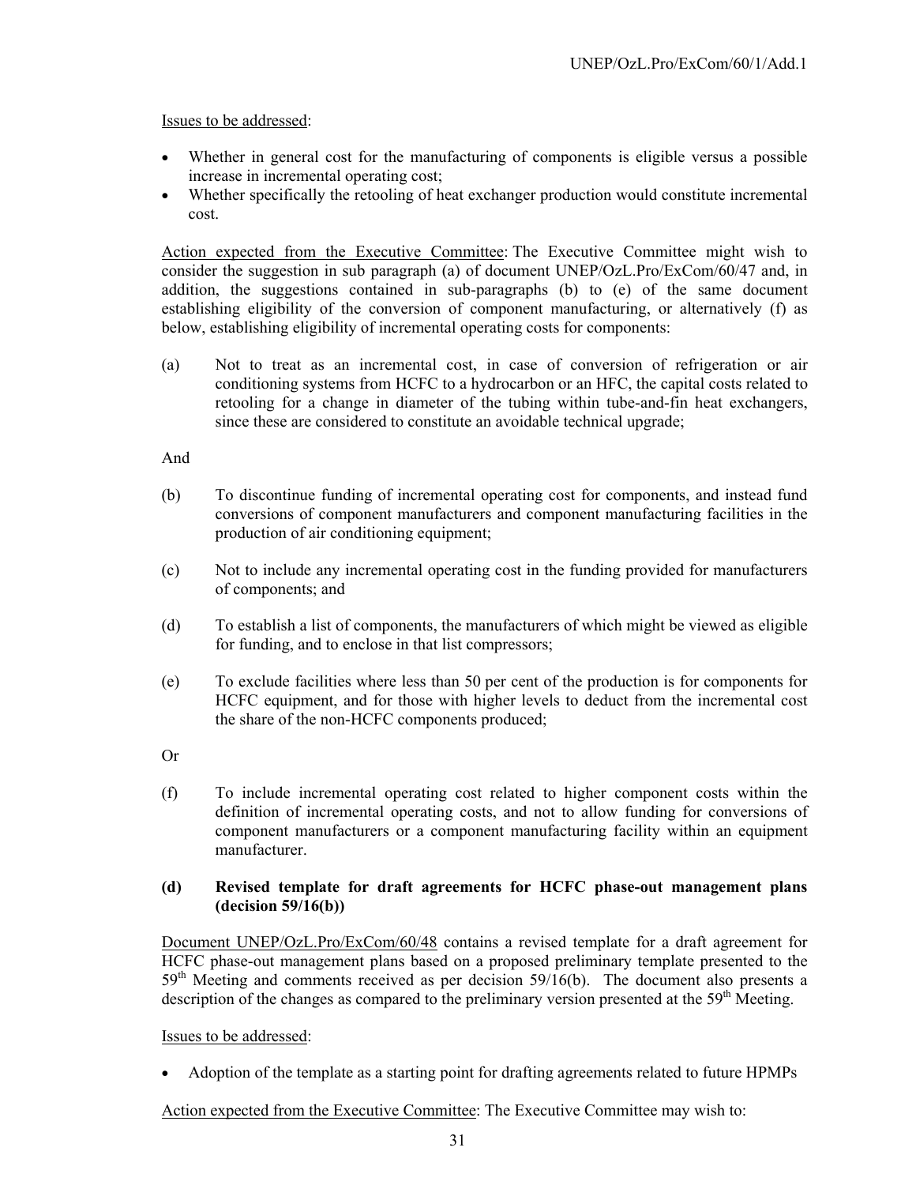Issues to be addressed:

- Whether in general cost for the manufacturing of components is eligible versus a possible increase in incremental operating cost;
- Whether specifically the retooling of heat exchanger production would constitute incremental cost.

Action expected from the Executive Committee: The Executive Committee might wish to consider the suggestion in sub paragraph (a) of document UNEP/OzL.Pro/ExCom/60/47 and, in addition, the suggestions contained in sub-paragraphs (b) to (e) of the same document establishing eligibility of the conversion of component manufacturing, or alternatively (f) as below, establishing eligibility of incremental operating costs for components:

(a) Not to treat as an incremental cost, in case of conversion of refrigeration or air conditioning systems from HCFC to a hydrocarbon or an HFC, the capital costs related to retooling for a change in diameter of the tubing within tube-and-fin heat exchangers, since these are considered to constitute an avoidable technical upgrade;

And

(b) To discontinue funding of incremental operating cost for components, and instead fund conversions of component manufacturers and component manufacturing facilities in the production of air conditioning equipment;

(c) Not to include any incremental operating cost in the funding provided for manufacturers of components; and

(d) To establish a list of components, the manufacturers of which might be viewed as eligible for funding, and to enclose in that list compressors;

(e) To exclude facilities where less than 50 per cent of the production is for components for HCFC equipment, and for those with higher levels to deduct from the incremental cost the share of the non-HCFC components produced;

Or

(f) To include incremental operating cost related to higher component costs within the definition of incremental operating costs, and not to allow funding for conversions of component manufacturers or a component manufacturing facility within an equipment manufacturer.

**(d) Revised template for draft agreements for HCFC phase-out management plans (decision 59/16(b))**

Document UNEP/OzL.Pro/ExCom/60/48 contains a revised template for a draft agreement for HCFC phase-out management plans based on a proposed preliminary template presented to the 59th Meeting and comments received as per decision 59/16(b). The document also presents a description of the changes as compared to the preliminary version presented at the 59th Meeting.

Issues to be addressed:

- Adoption of the template as a starting point for drafting agreements related to future HPMPs

Action expected from the Executive Committee: The Executive Committee may wish to: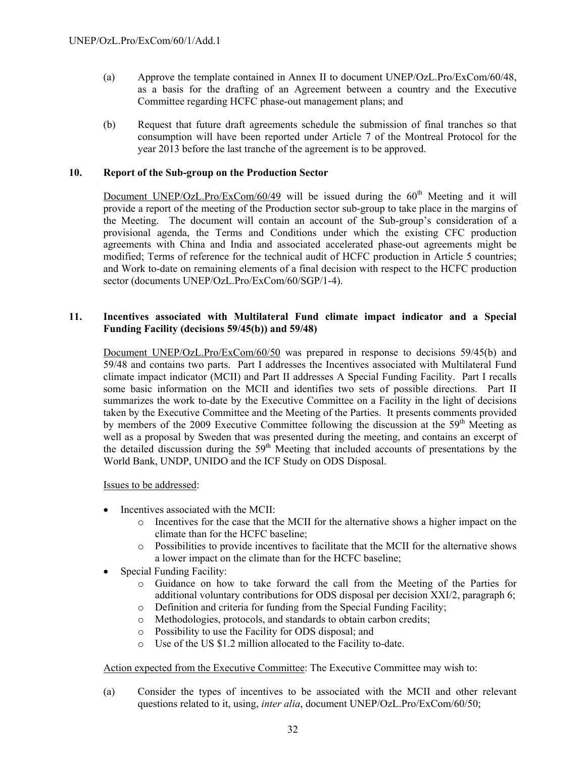(a) Approve the template contained in Annex II to document UNEP/OzL.Pro/ExCom/60/48, as a basis for the drafting of an Agreement between a country and the Executive Committee regarding HCFC phase-out management plans; and

(b) Request that future draft agreements schedule the submission of final tranches so that consumption will have been reported under Article 7 of the Montreal Protocol for the year 2013 before the last tranche of the agreement is to be approved.

### 10. Report of the Sub-group on the Production Sector

Document UNEP/OzL.Pro/ExCom/60/49 will be issued during the 60th Meeting and it will provide a report of the meeting of the Production sector sub-group to take place in the margins of the Meeting. The document will contain an account of the Sub-group's consideration of a provisional agenda, the Terms and Conditions under which the existing CFC production agreements with China and India and associated accelerated phase-out agreements might be modified; Terms of reference for the technical audit of HCFC production in Article 5 countries; and Work to-date on remaining elements of a final decision with respect to the HCFC production sector (documents UNEP/OzL.Pro/ExCom/60/SGP/1-4).

### 11. Incentives associated with Multilateral Fund climate impact indicator and a Special Funding Facility (decisions 59/45(b)) and 59/48)

Document UNEP/OzL.Pro/ExCom/60/50 was prepared in response to decisions 59/45(b) and 59/48 and contains two parts. Part I addresses the Incentives associated with Multilateral Fund climate impact indicator (MCII) and Part II addresses A Special Funding Facility. Part I recalls some basic information on the MCII and identifies two sets of possible directions. Part II summarizes the work to-date by the Executive Committee on a Facility in the light of decisions taken by the Executive Committee and the Meeting of the Parties. It presents comments provided by members of the 2009 Executive Committee following the discussion at the 59th Meeting as well as a proposal by Sweden that was presented during the meeting, and contains an excerpt of the detailed discussion during the 59th Meeting that included accounts of presentations by the World Bank, UNDP, UNIDO and the ICF Study on ODS Disposal.

Issues to be addressed:

- Incentives associated with the MCII:
  - Incentives for the case that the MCII for the alternative shows a higher impact on the climate than for the HCFC baseline;
  - Possibilities to provide incentives to facilitate that the MCII for the alternative shows a lower impact on the climate than for the HCFC baseline;
- Special Funding Facility:
  - Guidance on how to take forward the call from the Meeting of the Parties for additional voluntary contributions for ODS disposal per decision XXI/2, paragraph 6;
  - Definition and criteria for funding from the Special Funding Facility;
  - Methodologies, protocols, and standards to obtain carbon credits;
  - Possibility to use the Facility for ODS disposal; and
  - Use of the US $1.2 million allocated to the Facility to-date.

Action expected from the Executive Committee: The Executive Committee may wish to:

(a) Consider the types of incentives to be associated with the MCII and other relevant questions related to it, using, *inter alia*, document UNEP/OzL.Pro/ExCom/60/50;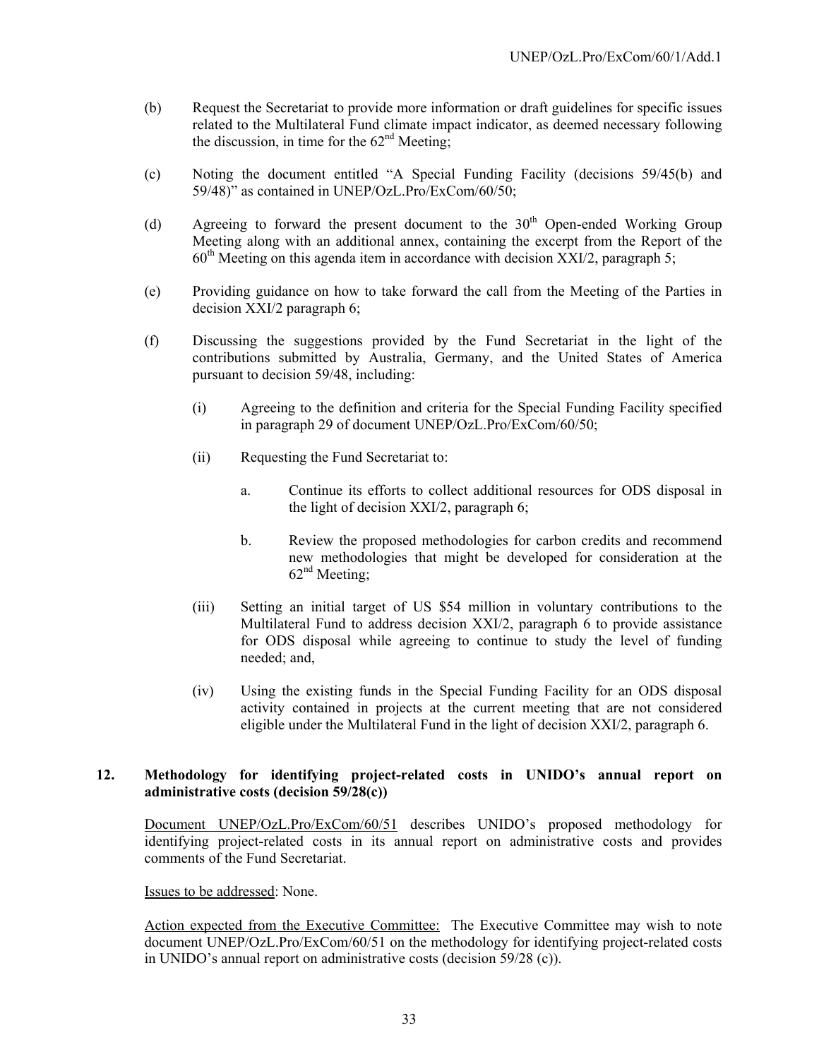(b) Request the Secretariat to provide more information or draft guidelines for specific issues related to the Multilateral Fund climate impact indicator, as deemed necessary following the discussion, in time for the 62nd Meeting;

(c) Noting the document entitled "A Special Funding Facility (decisions 59/45(b) and 59/48)" as contained in UNEP/OzL.Pro/ExCom/60/50;

(d) Agreeing to forward the present document to the 30th Open-ended Working Group Meeting along with an additional annex, containing the excerpt from the Report of the 60th Meeting on this agenda item in accordance with decision XXI/2, paragraph 5;

(e) Providing guidance on how to take forward the call from the Meeting of the Parties in decision XXI/2 paragraph 6;

(f) Discussing the suggestions provided by the Fund Secretariat in the light of the contributions submitted by Australia, Germany, and the United States of America pursuant to decision 59/48, including:

   (i) Agreeing to the definition and criteria for the Special Funding Facility specified in paragraph 29 of document UNEP/OzL.Pro/ExCom/60/50;

   (ii) Requesting the Fund Secretariat to:

      a. Continue its efforts to collect additional resources for ODS disposal in the light of decision XXI/2, paragraph 6;

      b. Review the proposed methodologies for carbon credits and recommend new methodologies that might be developed for consideration at the 62nd Meeting;

   (iii) Setting an initial target of US $54 million in voluntary contributions to the Multilateral Fund to address decision XXI/2, paragraph 6 to provide assistance for ODS disposal while agreeing to continue to study the level of funding needed; and,

   (iv) Using the existing funds in the Special Funding Facility for an ODS disposal activity contained in projects at the current meeting that are not considered eligible under the Multilateral Fund in the light of decision XXI/2, paragraph 6.

## 12. Methodology for identifying project-related costs in UNIDO's annual report on administrative costs (decision 59/28(c))

Document UNEP/OzL.Pro/ExCom/60/51 describes UNIDO's proposed methodology for identifying project-related costs in its annual report on administrative costs and provides comments of the Fund Secretariat.

Issues to be addressed: None.

Action expected from the Executive Committee: The Executive Committee may wish to note document UNEP/OzL.Pro/ExCom/60/51 on the methodology for identifying project-related costs in UNIDO's annual report on administrative costs (decision 59/28 (c)).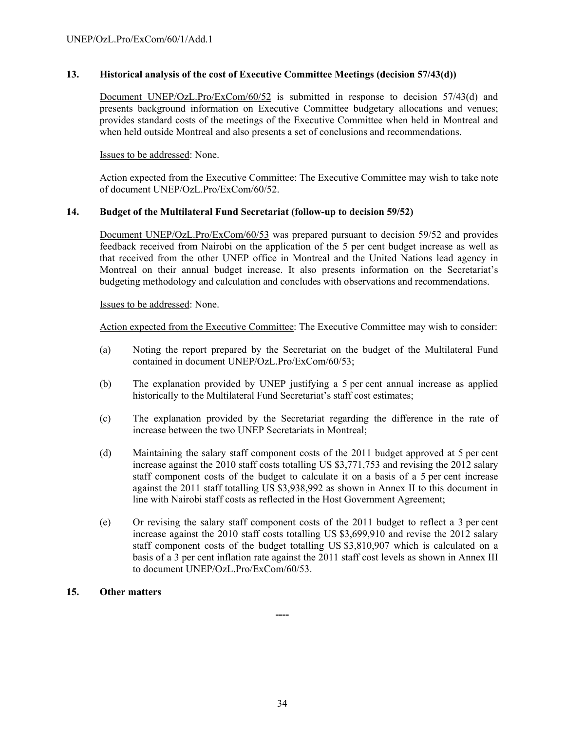### 13. Historical analysis of the cost of Executive Committee Meetings (decision 57/43(d))

Document UNEP/OzL.Pro/ExCom/60/52 is submitted in response to decision 57/43(d) and presents background information on Executive Committee budgetary allocations and venues; provides standard costs of the meetings of the Executive Committee when held in Montreal and when held outside Montreal and also presents a set of conclusions and recommendations.

Issues to be addressed: None.

Action expected from the Executive Committee: The Executive Committee may wish to take note of document UNEP/OzL.Pro/ExCom/60/52.

### 14. Budget of the Multilateral Fund Secretariat (follow-up to decision 59/52)

Document UNEP/OzL.Pro/ExCom/60/53 was prepared pursuant to decision 59/52 and provides feedback received from Nairobi on the application of the 5 per cent budget increase as well as that received from the other UNEP office in Montreal and the United Nations lead agency in Montreal on their annual budget increase. It also presents information on the Secretariat's budgeting methodology and calculation and concludes with observations and recommendations.

Issues to be addressed: None.

Action expected from the Executive Committee: The Executive Committee may wish to consider:

(a) Noting the report prepared by the Secretariat on the budget of the Multilateral Fund contained in document UNEP/OzL.Pro/ExCom/60/53;

(b) The explanation provided by UNEP justifying a 5 per cent annual increase as applied historically to the Multilateral Fund Secretariat's staff cost estimates;

(c) The explanation provided by the Secretariat regarding the difference in the rate of increase between the two UNEP Secretariats in Montreal;

(d) Maintaining the salary staff component costs of the 2011 budget approved at 5 per cent increase against the 2010 staff costs totalling US $3,771,753 and revising the 2012 salary staff component costs of the budget to calculate it on a basis of a 5 per cent increase against the 2011 staff totalling US $3,938,992 as shown in Annex II to this document in line with Nairobi staff costs as reflected in the Host Government Agreement;

(e) Or revising the salary staff component costs of the 2011 budget to reflect a 3 per cent increase against the 2010 staff costs totalling US $3,699,910 and revise the 2012 salary staff component costs of the budget totalling US $3,810,907 which is calculated on a basis of a 3 per cent inflation rate against the 2011 staff cost levels as shown in Annex III to document UNEP/OzL.Pro/ExCom/60/53.

### 15. Other matters

----